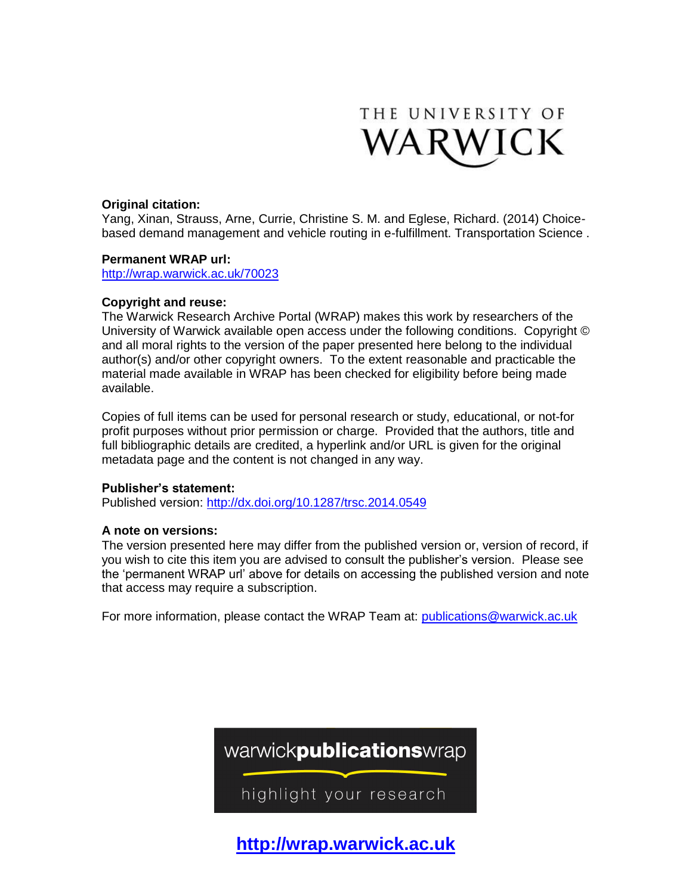THE UNIVERSITY OF WARWICK

**Original citation:**
Yang, Xinan, Strauss, Arne, Currie, Christine S. M. and Eglese, Richard. (2014) Choice-based demand management and vehicle routing in e-fulfillment. Transportation Science .

**Permanent WRAP url:**
http://wrap.warwick.ac.uk/70023

**Copyright and reuse:**
The Warwick Research Archive Portal (WRAP) makes this work by researchers of the University of Warwick available open access under the following conditions. Copyright © and all moral rights to the version of the paper presented here belong to the individual author(s) and/or other copyright owners. To the extent reasonable and practicable the material made available in WRAP has been checked for eligibility before being made available.

Copies of full items can be used for personal research or study, educational, or not-for profit purposes without prior permission or charge. Provided that the authors, title and full bibliographic details are credited, a hyperlink and/or URL is given for the original metadata page and the content is not changed in any way.

**Publisher's statement:**
Published version: http://dx.doi.org/10.1287/trsc.2014.0549

**A note on versions:**
The version presented here may differ from the published version or, version of record, if you wish to cite this item you are advised to consult the publisher's version. Please see the 'permanent WRAP url' above for details on accessing the published version and note that access may require a subscription.

For more information, please contact the WRAP Team at: publications@warwick.ac.uk

warwick**publications**wrap

highlight your research

**http://wrap.warwick.ac.uk**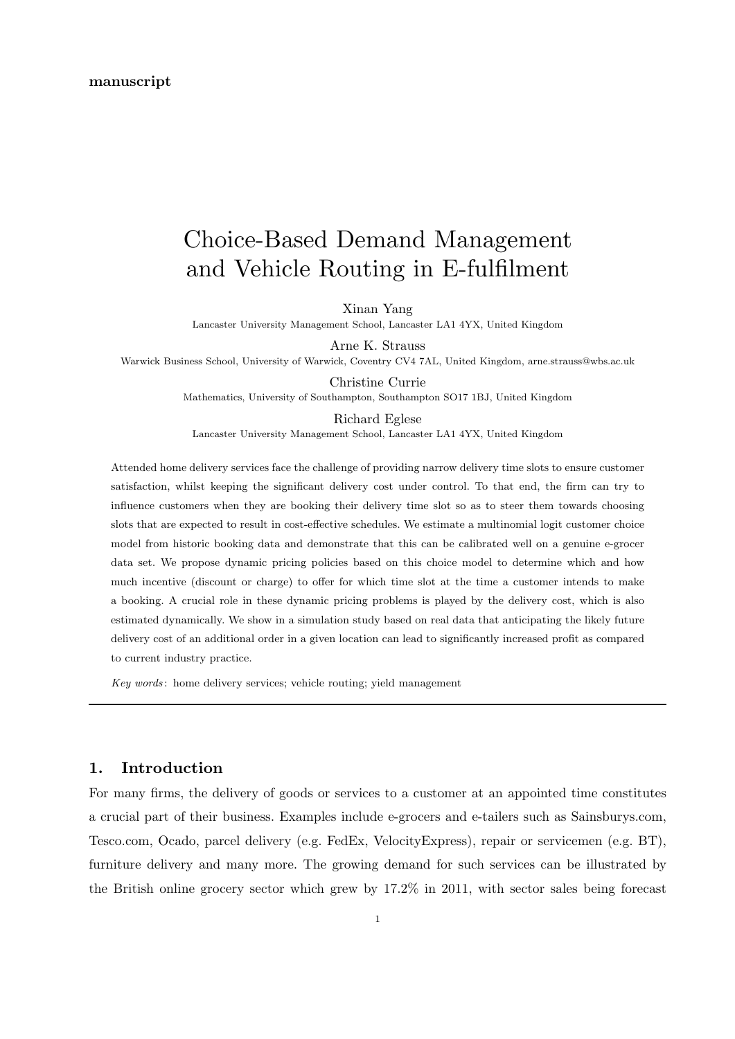**manuscript**

# Choice-Based Demand Management and Vehicle Routing in E-fulfilment

Xinan Yang

Lancaster University Management School, Lancaster LA1 4YX, United Kingdom

Arne K. Strauss

Warwick Business School, University of Warwick, Coventry CV4 7AL, United Kingdom, arne.strauss@wbs.ac.uk

Christine Currie

Mathematics, University of Southampton, Southampton SO17 1BJ, United Kingdom

Richard Eglese

Lancaster University Management School, Lancaster LA1 4YX, United Kingdom

Attended home delivery services face the challenge of providing narrow delivery time slots to ensure customer satisfaction, whilst keeping the significant delivery cost under control. To that end, the firm can try to influence customers when they are booking their delivery time slot so as to steer them towards choosing slots that are expected to result in cost-effective schedules. We estimate a multinomial logit customer choice model from historic booking data and demonstrate that this can be calibrated well on a genuine e-grocer data set. We propose dynamic pricing policies based on this choice model to determine which and how much incentive (discount or charge) to offer for which time slot at the time a customer intends to make a booking. A crucial role in these dynamic pricing problems is played by the delivery cost, which is also estimated dynamically. We show in a simulation study based on real data that anticipating the likely future delivery cost of an additional order in a given location can lead to significantly increased profit as compared to current industry practice.

*Key words*: home delivery services; vehicle routing; yield management

---

## 1. Introduction

For many firms, the delivery of goods or services to a customer at an appointed time constitutes a crucial part of their business. Examples include e-grocers and e-tailers such as Sainsburys.com, Tesco.com, Ocado, parcel delivery (e.g. FedEx, VelocityExpress), repair or servicemen (e.g. BT), furniture delivery and many more. The growing demand for such services can be illustrated by the British online grocery sector which grew by 17.2% in 2011, with sector sales being forecast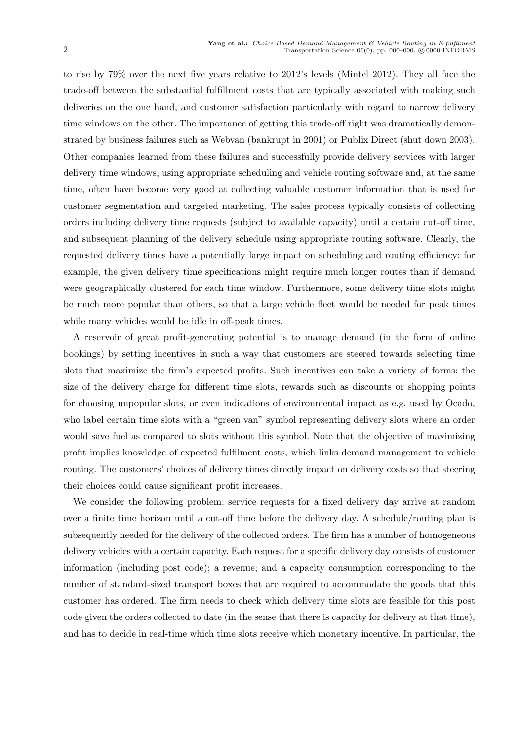to rise by 79% over the next five years relative to 2012's levels (Mintel 2012). They all face the trade-off between the substantial fulfillment costs that are typically associated with making such deliveries on the one hand, and customer satisfaction particularly with regard to narrow delivery time windows on the other. The importance of getting this trade-off right was dramatically demonstrated by business failures such as Webvan (bankrupt in 2001) or Publix Direct (shut down 2003). Other companies learned from these failures and successfully provide delivery services with larger delivery time windows, using appropriate scheduling and vehicle routing software and, at the same time, often have become very good at collecting valuable customer information that is used for customer segmentation and targeted marketing. The sales process typically consists of collecting orders including delivery time requests (subject to available capacity) until a certain cut-off time, and subsequent planning of the delivery schedule using appropriate routing software. Clearly, the requested delivery times have a potentially large impact on scheduling and routing efficiency: for example, the given delivery time specifications might require much longer routes than if demand were geographically clustered for each time window. Furthermore, some delivery time slots might be much more popular than others, so that a large vehicle fleet would be needed for peak times while many vehicles would be idle in off-peak times.

A reservoir of great profit-generating potential is to manage demand (in the form of online bookings) by setting incentives in such a way that customers are steered towards selecting time slots that maximize the firm's expected profits. Such incentives can take a variety of forms: the size of the delivery charge for different time slots, rewards such as discounts or shopping points for choosing unpopular slots, or even indications of environmental impact as e.g. used by Ocado, who label certain time slots with a "green van" symbol representing delivery slots where an order would save fuel as compared to slots without this symbol. Note that the objective of maximizing profit implies knowledge of expected fulfilment costs, which links demand management to vehicle routing. The customers' choices of delivery times directly impact on delivery costs so that steering their choices could cause significant profit increases.

We consider the following problem: service requests for a fixed delivery day arrive at random over a finite time horizon until a cut-off time before the delivery day. A schedule/routing plan is subsequently needed for the delivery of the collected orders. The firm has a number of homogeneous delivery vehicles with a certain capacity. Each request for a specific delivery day consists of customer information (including post code); a revenue; and a capacity consumption corresponding to the number of standard-sized transport boxes that are required to accommodate the goods that this customer has ordered. The firm needs to check which delivery time slots are feasible for this post code given the orders collected to date (in the sense that there is capacity for delivery at that time), and has to decide in real-time which time slots receive which monetary incentive. In particular, the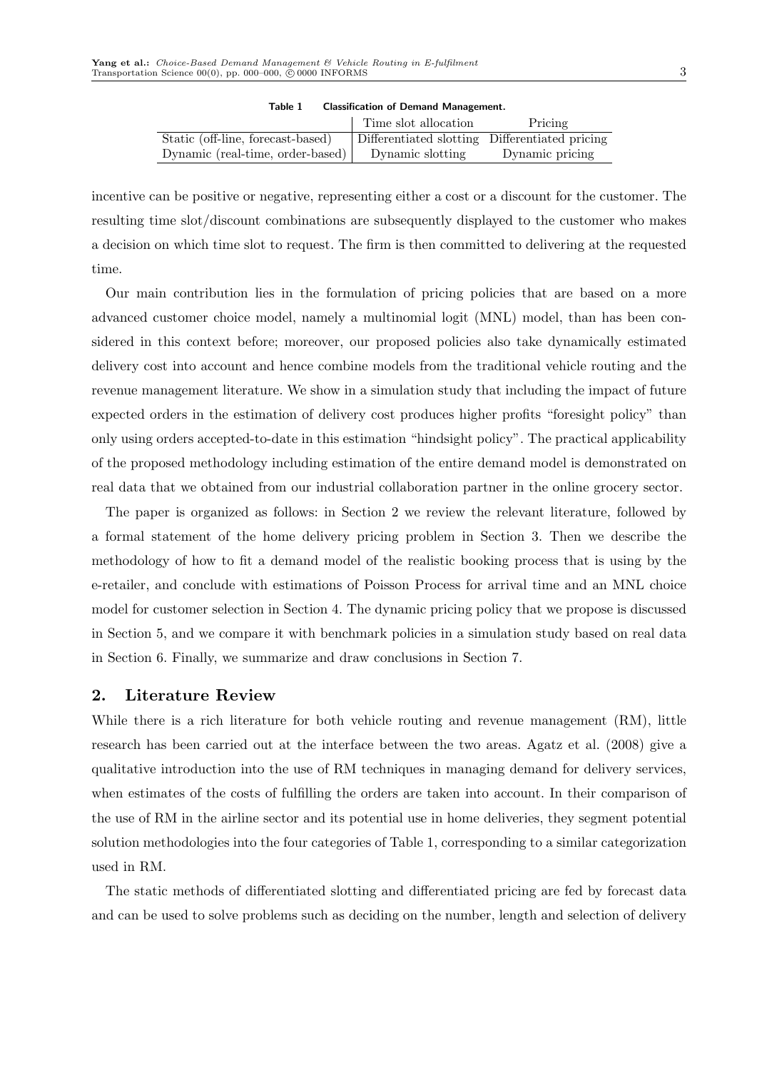**Table 1 Classification of Demand Management.**

| | Time slot allocation | Pricing |
|---|---|---|
| Static (off-line, forecast-based) | Differentiated slotting | Differentiated pricing |
| Dynamic (real-time, order-based) | Dynamic slotting | Dynamic pricing |

incentive can be positive or negative, representing either a cost or a discount for the customer. The resulting time slot/discount combinations are subsequently displayed to the customer who makes a decision on which time slot to request. The firm is then committed to delivering at the requested time.

Our main contribution lies in the formulation of pricing policies that are based on a more advanced customer choice model, namely a multinomial logit (MNL) model, than has been considered in this context before; moreover, our proposed policies also take dynamically estimated delivery cost into account and hence combine models from the traditional vehicle routing and the revenue management literature. We show in a simulation study that including the impact of future expected orders in the estimation of delivery cost produces higher profits "foresight policy" than only using orders accepted-to-date in this estimation "hindsight policy". The practical applicability of the proposed methodology including estimation of the entire demand model is demonstrated on real data that we obtained from our industrial collaboration partner in the online grocery sector.

The paper is organized as follows: in Section 2 we review the relevant literature, followed by a formal statement of the home delivery pricing problem in Section 3. Then we describe the methodology of how to fit a demand model of the realistic booking process that is using by the e-retailer, and conclude with estimations of Poisson Process for arrival time and an MNL choice model for customer selection in Section 4. The dynamic pricing policy that we propose is discussed in Section 5, and we compare it with benchmark policies in a simulation study based on real data in Section 6. Finally, we summarize and draw conclusions in Section 7.

## 2. Literature Review

While there is a rich literature for both vehicle routing and revenue management (RM), little research has been carried out at the interface between the two areas. Agatz et al. (2008) give a qualitative introduction into the use of RM techniques in managing demand for delivery services, when estimates of the costs of fulfilling the orders are taken into account. In their comparison of the use of RM in the airline sector and its potential use in home deliveries, they segment potential solution methodologies into the four categories of Table 1, corresponding to a similar categorization used in RM.

The static methods of differentiated slotting and differentiated pricing are fed by forecast data and can be used to solve problems such as deciding on the number, length and selection of delivery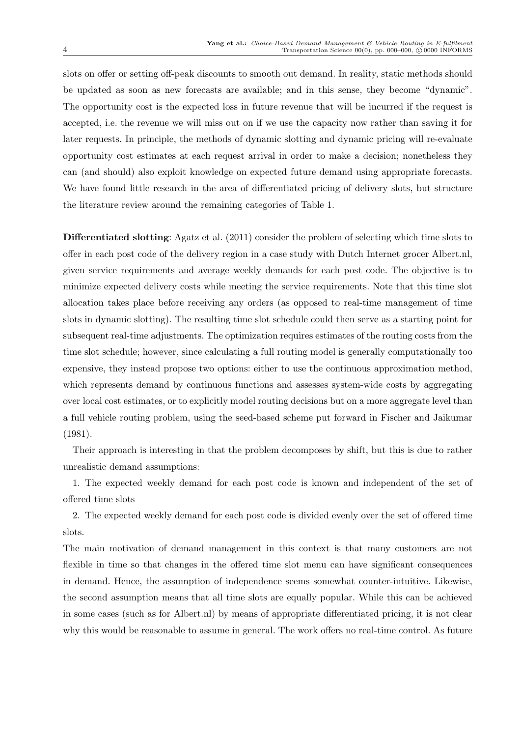slots on offer or setting off-peak discounts to smooth out demand. In reality, static methods should be updated as soon as new forecasts are available; and in this sense, they become "dynamic". The opportunity cost is the expected loss in future revenue that will be incurred if the request is accepted, i.e. the revenue we will miss out on if we use the capacity now rather than saving it for later requests. In principle, the methods of dynamic slotting and dynamic pricing will re-evaluate opportunity cost estimates at each request arrival in order to make a decision; nonetheless they can (and should) also exploit knowledge on expected future demand using appropriate forecasts. We have found little research in the area of differentiated pricing of delivery slots, but structure the literature review around the remaining categories of Table 1.

**Differentiated slotting**: Agatz et al. (2011) consider the problem of selecting which time slots to offer in each post code of the delivery region in a case study with Dutch Internet grocer Albert.nl, given service requirements and average weekly demands for each post code. The objective is to minimize expected delivery costs while meeting the service requirements. Note that this time slot allocation takes place before receiving any orders (as opposed to real-time management of time slots in dynamic slotting). The resulting time slot schedule could then serve as a starting point for subsequent real-time adjustments. The optimization requires estimates of the routing costs from the time slot schedule; however, since calculating a full routing model is generally computationally too expensive, they instead propose two options: either to use the continuous approximation method, which represents demand by continuous functions and assesses system-wide costs by aggregating over local cost estimates, or to explicitly model routing decisions but on a more aggregate level than a full vehicle routing problem, using the seed-based scheme put forward in Fischer and Jaikumar (1981).

Their approach is interesting in that the problem decomposes by shift, but this is due to rather unrealistic demand assumptions:

1. The expected weekly demand for each post code is known and independent of the set of offered time slots
2. The expected weekly demand for each post code is divided evenly over the set of offered time slots.

The main motivation of demand management in this context is that many customers are not flexible in time so that changes in the offered time slot menu can have significant consequences in demand. Hence, the assumption of independence seems somewhat counter-intuitive. Likewise, the second assumption means that all time slots are equally popular. While this can be achieved in some cases (such as for Albert.nl) by means of appropriate differentiated pricing, it is not clear why this would be reasonable to assume in general. The work offers no real-time control. As future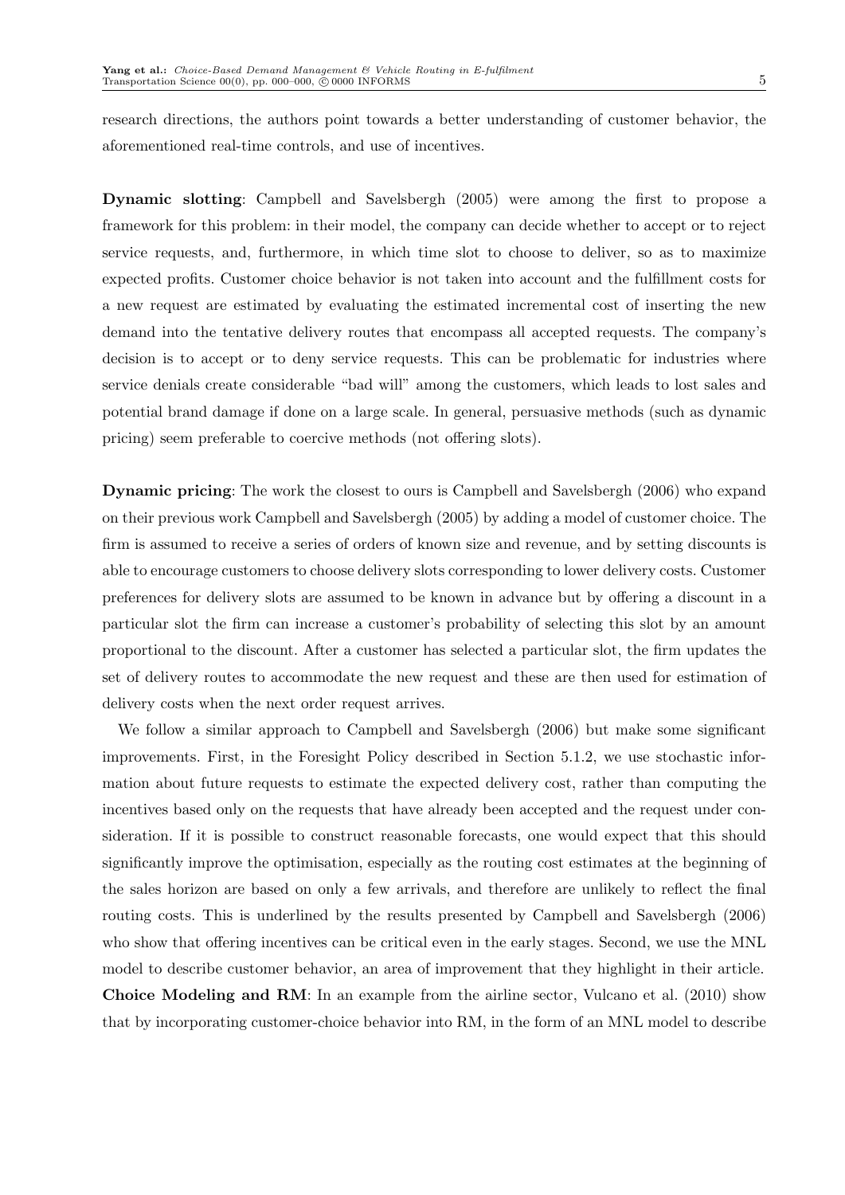research directions, the authors point towards a better understanding of customer behavior, the aforementioned real-time controls, and use of incentives.

**Dynamic slotting**: Campbell and Savelsbergh (2005) were among the first to propose a framework for this problem: in their model, the company can decide whether to accept or to reject service requests, and, furthermore, in which time slot to choose to deliver, so as to maximize expected profits. Customer choice behavior is not taken into account and the fulfillment costs for a new request are estimated by evaluating the estimated incremental cost of inserting the new demand into the tentative delivery routes that encompass all accepted requests. The company's decision is to accept or to deny service requests. This can be problematic for industries where service denials create considerable "bad will" among the customers, which leads to lost sales and potential brand damage if done on a large scale. In general, persuasive methods (such as dynamic pricing) seem preferable to coercive methods (not offering slots).

**Dynamic pricing**: The work the closest to ours is Campbell and Savelsbergh (2006) who expand on their previous work Campbell and Savelsbergh (2005) by adding a model of customer choice. The firm is assumed to receive a series of orders of known size and revenue, and by setting discounts is able to encourage customers to choose delivery slots corresponding to lower delivery costs. Customer preferences for delivery slots are assumed to be known in advance but by offering a discount in a particular slot the firm can increase a customer's probability of selecting this slot by an amount proportional to the discount. After a customer has selected a particular slot, the firm updates the set of delivery routes to accommodate the new request and these are then used for estimation of delivery costs when the next order request arrives.

We follow a similar approach to Campbell and Savelsbergh (2006) but make some significant improvements. First, in the Foresight Policy described in Section 5.1.2, we use stochastic information about future requests to estimate the expected delivery cost, rather than computing the incentives based only on the requests that have already been accepted and the request under consideration. If it is possible to construct reasonable forecasts, one would expect that this should significantly improve the optimisation, especially as the routing cost estimates at the beginning of the sales horizon are based on only a few arrivals, and therefore are unlikely to reflect the final routing costs. This is underlined by the results presented by Campbell and Savelsbergh (2006) who show that offering incentives can be critical even in the early stages. Second, we use the MNL model to describe customer behavior, an area of improvement that they highlight in their article.

**Choice Modeling and RM**: In an example from the airline sector, Vulcano et al. (2010) show that by incorporating customer-choice behavior into RM, in the form of an MNL model to describe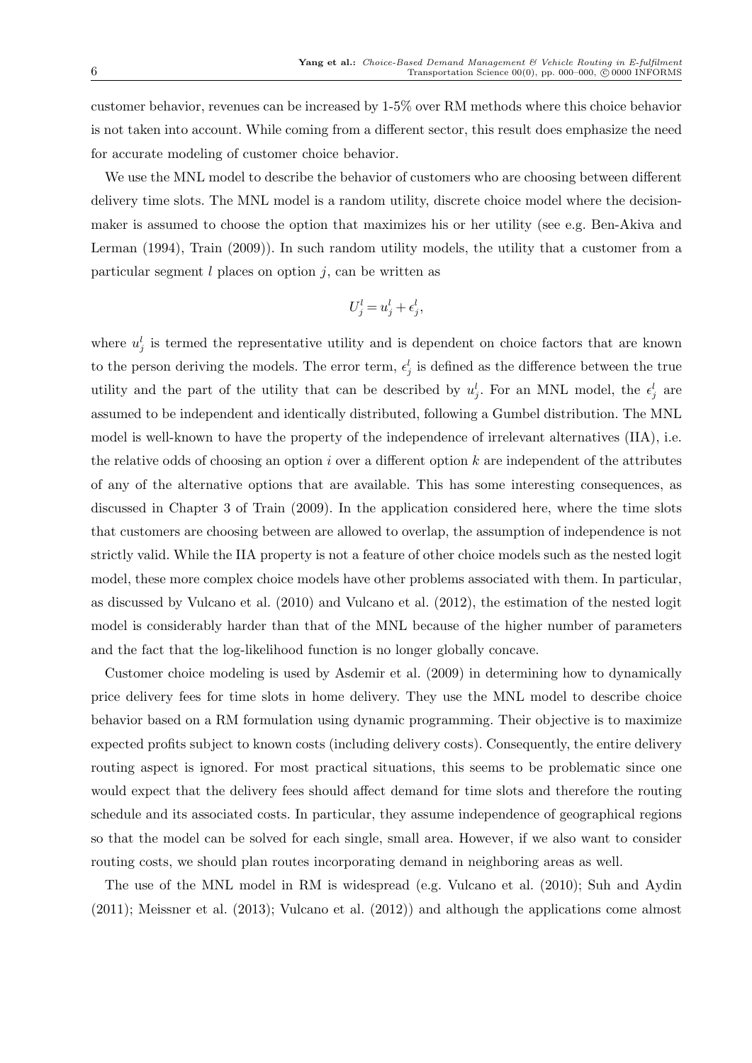customer behavior, revenues can be increased by 1-5% over RM methods where this choice behavior is not taken into account. While coming from a different sector, this result does emphasize the need for accurate modeling of customer choice behavior.

We use the MNL model to describe the behavior of customers who are choosing between different delivery time slots. The MNL model is a random utility, discrete choice model where the decision-maker is assumed to choose the option that maximizes his or her utility (see e.g. Ben-Akiva and Lerman (1994), Train (2009)). In such random utility models, the utility that a customer from a particular segment $l$ places on option $j$, can be written as

$$U_j^l = u_j^l + \epsilon_j^l,$$

where $u_j^l$ is termed the representative utility and is dependent on choice factors that are known to the person deriving the models. The error term, $\epsilon_j^l$ is defined as the difference between the true utility and the part of the utility that can be described by $u_j^l$. For an MNL model, the $\epsilon_j^l$ are assumed to be independent and identically distributed, following a Gumbel distribution. The MNL model is well-known to have the property of the independence of irrelevant alternatives (IIA), i.e. the relative odds of choosing an option $i$ over a different option $k$ are independent of the attributes of any of the alternative options that are available. This has some interesting consequences, as discussed in Chapter 3 of Train (2009). In the application considered here, where the time slots that customers are choosing between are allowed to overlap, the assumption of independence is not strictly valid. While the IIA property is not a feature of other choice models such as the nested logit model, these more complex choice models have other problems associated with them. In particular, as discussed by Vulcano et al. (2010) and Vulcano et al. (2012), the estimation of the nested logit model is considerably harder than that of the MNL because of the higher number of parameters and the fact that the log-likelihood function is no longer globally concave.

Customer choice modeling is used by Asdemir et al. (2009) in determining how to dynamically price delivery fees for time slots in home delivery. They use the MNL model to describe choice behavior based on a RM formulation using dynamic programming. Their objective is to maximize expected profits subject to known costs (including delivery costs). Consequently, the entire delivery routing aspect is ignored. For most practical situations, this seems to be problematic since one would expect that the delivery fees should affect demand for time slots and therefore the routing schedule and its associated costs. In particular, they assume independence of geographical regions so that the model can be solved for each single, small area. However, if we also want to consider routing costs, we should plan routes incorporating demand in neighboring areas as well.

The use of the MNL model in RM is widespread (e.g. Vulcano et al. (2010); Suh and Aydin (2011); Meissner et al. (2013); Vulcano et al. (2012)) and although the applications come almost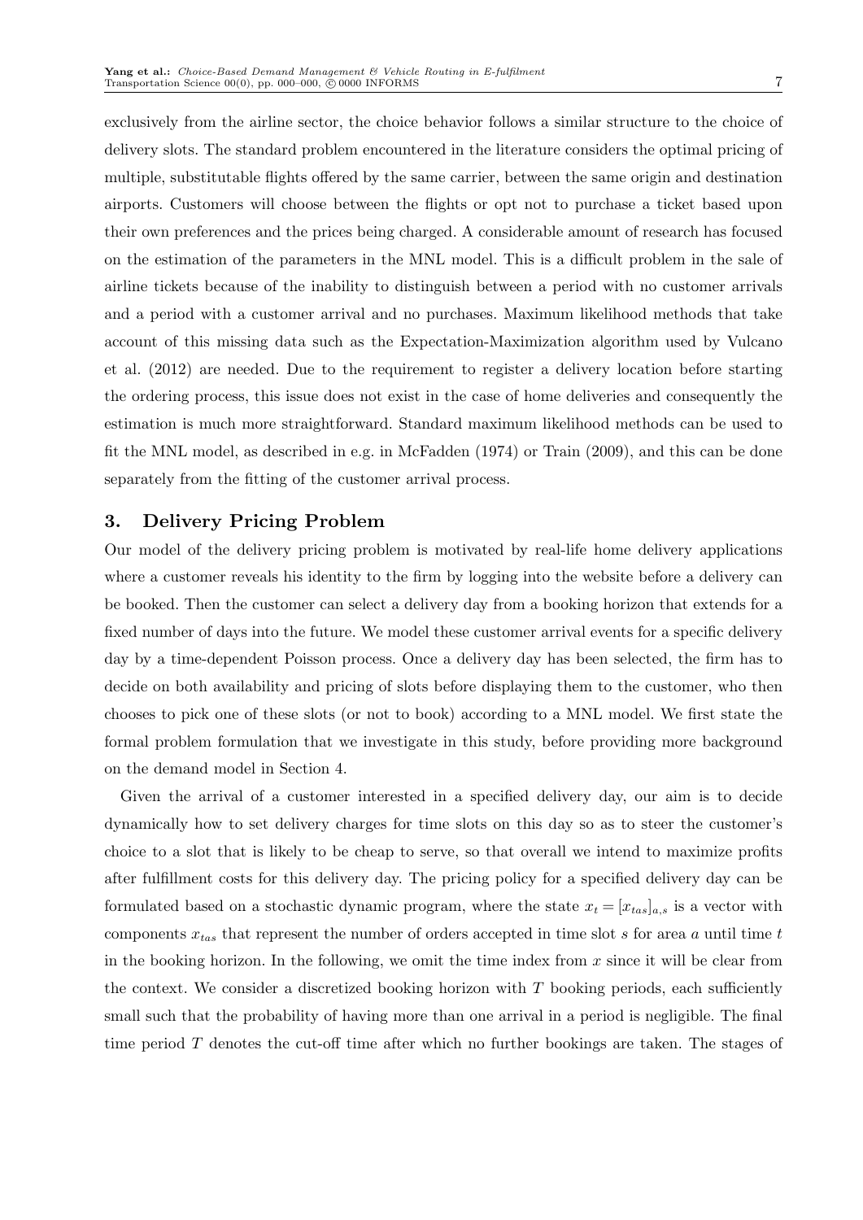exclusively from the airline sector, the choice behavior follows a similar structure to the choice of delivery slots. The standard problem encountered in the literature considers the optimal pricing of multiple, substitutable flights offered by the same carrier, between the same origin and destination airports. Customers will choose between the flights or opt not to purchase a ticket based upon their own preferences and the prices being charged. A considerable amount of research has focused on the estimation of the parameters in the MNL model. This is a difficult problem in the sale of airline tickets because of the inability to distinguish between a period with no customer arrivals and a period with a customer arrival and no purchases. Maximum likelihood methods that take account of this missing data such as the Expectation-Maximization algorithm used by Vulcano et al. (2012) are needed. Due to the requirement to register a delivery location before starting the ordering process, this issue does not exist in the case of home deliveries and consequently the estimation is much more straightforward. Standard maximum likelihood methods can be used to fit the MNL model, as described in e.g. in McFadden (1974) or Train (2009), and this can be done separately from the fitting of the customer arrival process.

## 3. Delivery Pricing Problem

Our model of the delivery pricing problem is motivated by real-life home delivery applications where a customer reveals his identity to the firm by logging into the website before a delivery can be booked. Then the customer can select a delivery day from a booking horizon that extends for a fixed number of days into the future. We model these customer arrival events for a specific delivery day by a time-dependent Poisson process. Once a delivery day has been selected, the firm has to decide on both availability and pricing of slots before displaying them to the customer, who then chooses to pick one of these slots (or not to book) according to a MNL model. We first state the formal problem formulation that we investigate in this study, before providing more background on the demand model in Section 4.

Given the arrival of a customer interested in a specified delivery day, our aim is to decide dynamically how to set delivery charges for time slots on this day so as to steer the customer's choice to a slot that is likely to be cheap to serve, so that overall we intend to maximize profits after fulfillment costs for this delivery day. The pricing policy for a specified delivery day can be formulated based on a stochastic dynamic program, where the state $x_t = [x_{tas}]_{a,s}$ is a vector with components $x_{tas}$ that represent the number of orders accepted in time slot $s$ for area $a$ until time $t$ in the booking horizon. In the following, we omit the time index from $x$ since it will be clear from the context. We consider a discretized booking horizon with $T$ booking periods, each sufficiently small such that the probability of having more than one arrival in a period is negligible. The final time period $T$ denotes the cut-off time after which no further bookings are taken. The stages of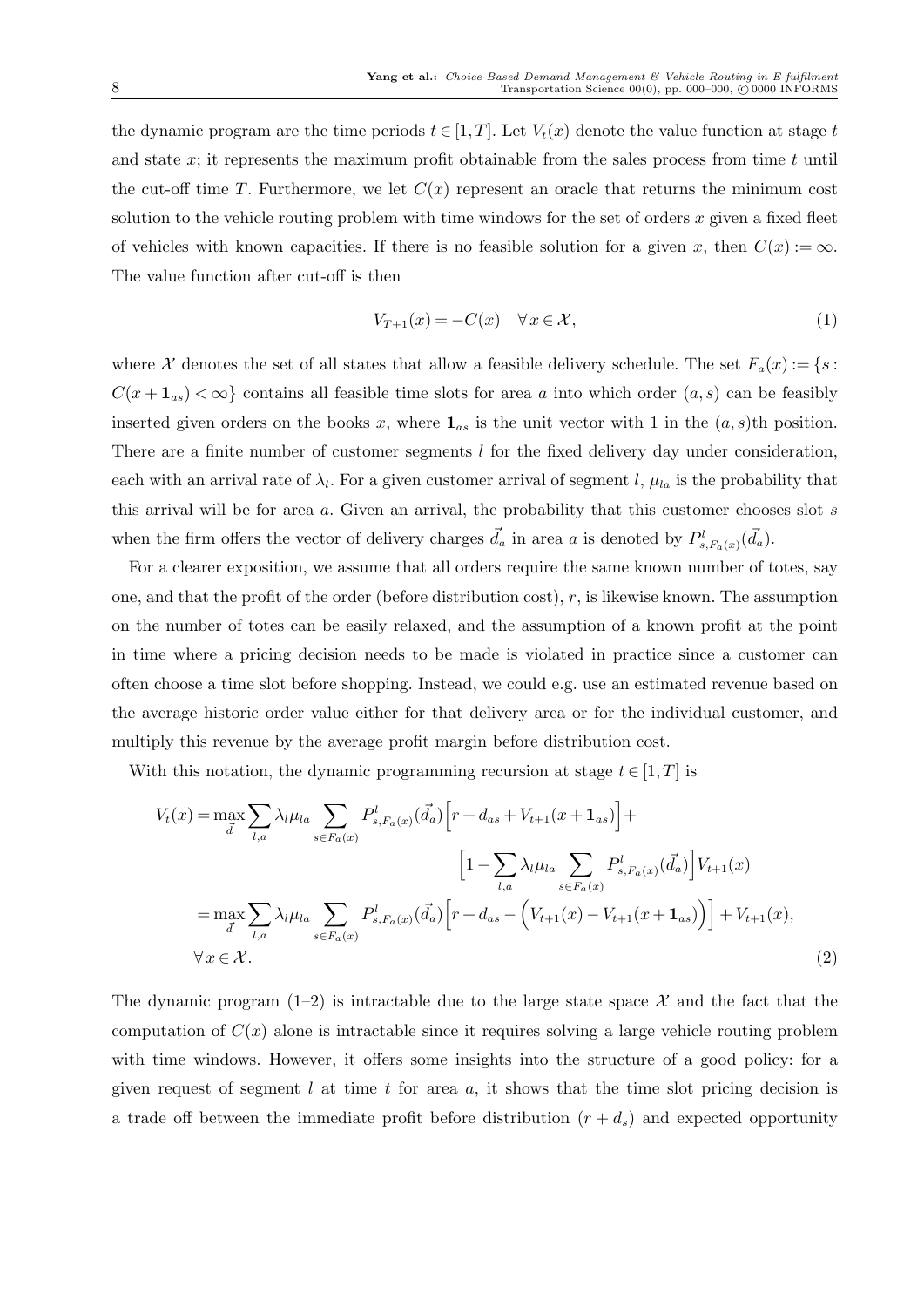the dynamic program are the time periods $t \in [1, T]$. Let $V_t(x)$ denote the value function at stage $t$ and state $x$; it represents the maximum profit obtainable from the sales process from time $t$ until the cut-off time $T$. Furthermore, we let $C(x)$ represent an oracle that returns the minimum cost solution to the vehicle routing problem with time windows for the set of orders $x$ given a fixed fleet of vehicles with known capacities. If there is no feasible solution for a given $x$, then $C(x) := \infty$. The value function after cut-off is then

$$V_{T+1}(x) = -C(x) \quad \forall x \in \mathcal{X}, \tag{1}$$

where $\mathcal{X}$ denotes the set of all states that allow a feasible delivery schedule. The set $F_a(x) := \{s : C(x + \mathbf{1}_{as}) < \infty\}$ contains all feasible time slots for area $a$ into which order $(a, s)$ can be feasibly inserted given orders on the books $x$, where $\mathbf{1}_{as}$ is the unit vector with 1 in the $(a, s)$th position. There are a finite number of customer segments $l$ for the fixed delivery day under consideration, each with an arrival rate of $\lambda_l$. For a given customer arrival of segment $l$, $\mu_{la}$ is the probability that this arrival will be for area $a$. Given an arrival, the probability that this customer chooses slot $s$ when the firm offers the vector of delivery charges $\vec{d}_a$ in area $a$ is denoted by $P^l_{s,F_a(x)}(\vec{d}_a)$.

For a clearer exposition, we assume that all orders require the same known number of totes, say one, and that the profit of the order (before distribution cost), $r$, is likewise known. The assumption on the number of totes can be easily relaxed, and the assumption of a known profit at the point in time where a pricing decision needs to be made is violated in practice since a customer can often choose a time slot before shopping. Instead, we could e.g. use an estimated revenue based on the average historic order value either for that delivery area or for the individual customer, and multiply this revenue by the average profit margin before distribution cost.

With this notation, the dynamic programming recursion at stage $t \in [1, T]$ is

$$\begin{aligned}
V_t(x) &= \max_{\vec{d}} \sum_{l,a} \lambda_l \mu_{la} \sum_{s \in F_a(x)} P^l_{s,F_a(x)}(\vec{d}_a) \Big[ r + d_{as} + V_{t+1}(x + \mathbf{1}_{as}) \Big] + \\
&\qquad\qquad\qquad\qquad \Big[ 1 - \sum_{l,a} \lambda_l \mu_{la} \sum_{s \in F_a(x)} P^l_{s,F_a(x)}(\vec{d}_a) \Big] V_{t+1}(x) \\
&= \max_{\vec{d}} \sum_{l,a} \lambda_l \mu_{la} \sum_{s \in F_a(x)} P^l_{s,F_a(x)}(\vec{d}_a) \Big[ r + d_{as} - \Big( V_{t+1}(x) - V_{t+1}(x + \mathbf{1}_{as}) \Big) \Big] + V_{t+1}(x), \\
&\forall x \in \mathcal{X}.
\end{aligned} \tag{2}$$

The dynamic program (1–2) is intractable due to the large state space $\mathcal{X}$ and the fact that the computation of $C(x)$ alone is intractable since it requires solving a large vehicle routing problem with time windows. However, it offers some insights into the structure of a good policy: for a given request of segment $l$ at time $t$ for area $a$, it shows that the time slot pricing decision is a trade off between the immediate profit before distribution $(r + d_s)$ and expected opportunity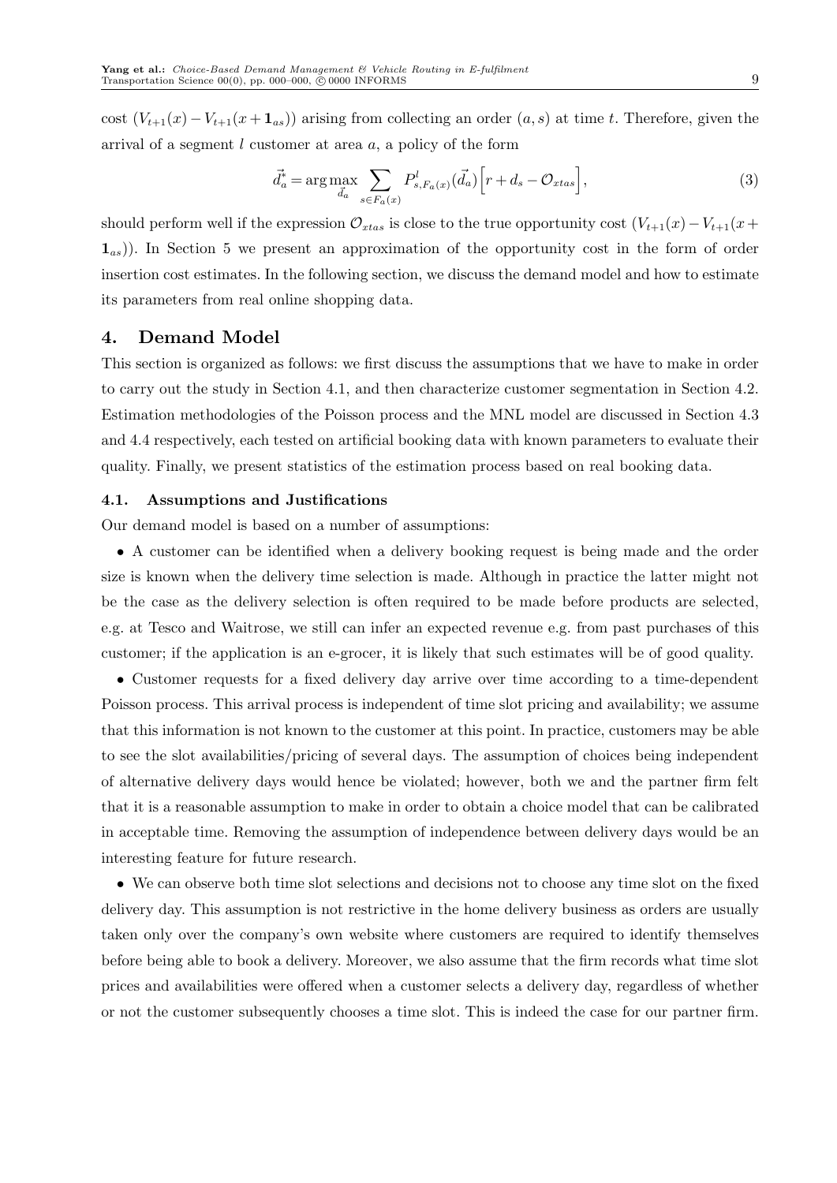cost $(V_{t+1}(x) - V_{t+1}(x + \mathbf{1}_{as}))$ arising from collecting an order $(a, s)$ at time $t$. Therefore, given the arrival of a segment $l$ customer at area $a$, a policy of the form

$$\vec{d}_a^* = \arg\max_{\vec{d}_a} \sum_{s \in F_a(x)} P^l_{s, F_a(x)}(\vec{d}_a) \Big[ r + d_s - \mathcal{O}_{xtas} \Big], \tag{3}$$

should perform well if the expression $\mathcal{O}_{xtas}$ is close to the true opportunity cost $(V_{t+1}(x) - V_{t+1}(x + \mathbf{1}_{as}))$. In Section 5 we present an approximation of the opportunity cost in the form of order insertion cost estimates. In the following section, we discuss the demand model and how to estimate its parameters from real online shopping data.

## 4. Demand Model

This section is organized as follows: we first discuss the assumptions that we have to make in order to carry out the study in Section 4.1, and then characterize customer segmentation in Section 4.2. Estimation methodologies of the Poisson process and the MNL model are discussed in Section 4.3 and 4.4 respectively, each tested on artificial booking data with known parameters to evaluate their quality. Finally, we present statistics of the estimation process based on real booking data.

### 4.1. Assumptions and Justifications

Our demand model is based on a number of assumptions:

- A customer can be identified when a delivery booking request is being made and the order size is known when the delivery time selection is made. Although in practice the latter might not be the case as the delivery selection is often required to be made before products are selected, e.g. at Tesco and Waitrose, we still can infer an expected revenue e.g. from past purchases of this customer; if the application is an e-grocer, it is likely that such estimates will be of good quality.

- Customer requests for a fixed delivery day arrive over time according to a time-dependent Poisson process. This arrival process is independent of time slot pricing and availability; we assume that this information is not known to the customer at this point. In practice, customers may be able to see the slot availabilities/pricing of several days. The assumption of choices being independent of alternative delivery days would hence be violated; however, both we and the partner firm felt that it is a reasonable assumption to make in order to obtain a choice model that can be calibrated in acceptable time. Removing the assumption of independence between delivery days would be an interesting feature for future research.

- We can observe both time slot selections and decisions not to choose any time slot on the fixed delivery day. This assumption is not restrictive in the home delivery business as orders are usually taken only over the company's own website where customers are required to identify themselves before being able to book a delivery. Moreover, we also assume that the firm records what time slot prices and availabilities were offered when a customer selects a delivery day, regardless of whether or not the customer subsequently chooses a time slot. This is indeed the case for our partner firm.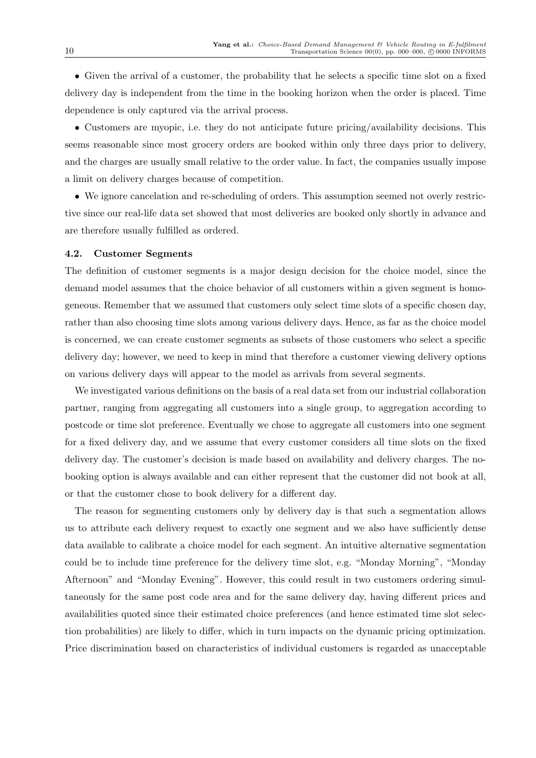- Given the arrival of a customer, the probability that he selects a specific time slot on a fixed delivery day is independent from the time in the booking horizon when the order is placed. Time dependence is only captured via the arrival process.

- Customers are myopic, i.e. they do not anticipate future pricing/availability decisions. This seems reasonable since most grocery orders are booked within only three days prior to delivery, and the charges are usually small relative to the order value. In fact, the companies usually impose a limit on delivery charges because of competition.

- We ignore cancelation and re-scheduling of orders. This assumption seemed not overly restrictive since our real-life data set showed that most deliveries are booked only shortly in advance and are therefore usually fulfilled as ordered.

### 4.2. Customer Segments

The definition of customer segments is a major design decision for the choice model, since the demand model assumes that the choice behavior of all customers within a given segment is homogeneous. Remember that we assumed that customers only select time slots of a specific chosen day, rather than also choosing time slots among various delivery days. Hence, as far as the choice model is concerned, we can create customer segments as subsets of those customers who select a specific delivery day; however, we need to keep in mind that therefore a customer viewing delivery options on various delivery days will appear to the model as arrivals from several segments.

We investigated various definitions on the basis of a real data set from our industrial collaboration partner, ranging from aggregating all customers into a single group, to aggregation according to postcode or time slot preference. Eventually we chose to aggregate all customers into one segment for a fixed delivery day, and we assume that every customer considers all time slots on the fixed delivery day. The customer's decision is made based on availability and delivery charges. The no-booking option is always available and can either represent that the customer did not book at all, or that the customer chose to book delivery for a different day.

The reason for segmenting customers only by delivery day is that such a segmentation allows us to attribute each delivery request to exactly one segment and we also have sufficiently dense data available to calibrate a choice model for each segment. An intuitive alternative segmentation could be to include time preference for the delivery time slot, e.g. "Monday Morning", "Monday Afternoon" and "Monday Evening". However, this could result in two customers ordering simultaneously for the same post code area and for the same delivery day, having different prices and availabilities quoted since their estimated choice preferences (and hence estimated time slot selection probabilities) are likely to differ, which in turn impacts on the dynamic pricing optimization. Price discrimination based on characteristics of individual customers is regarded as unacceptable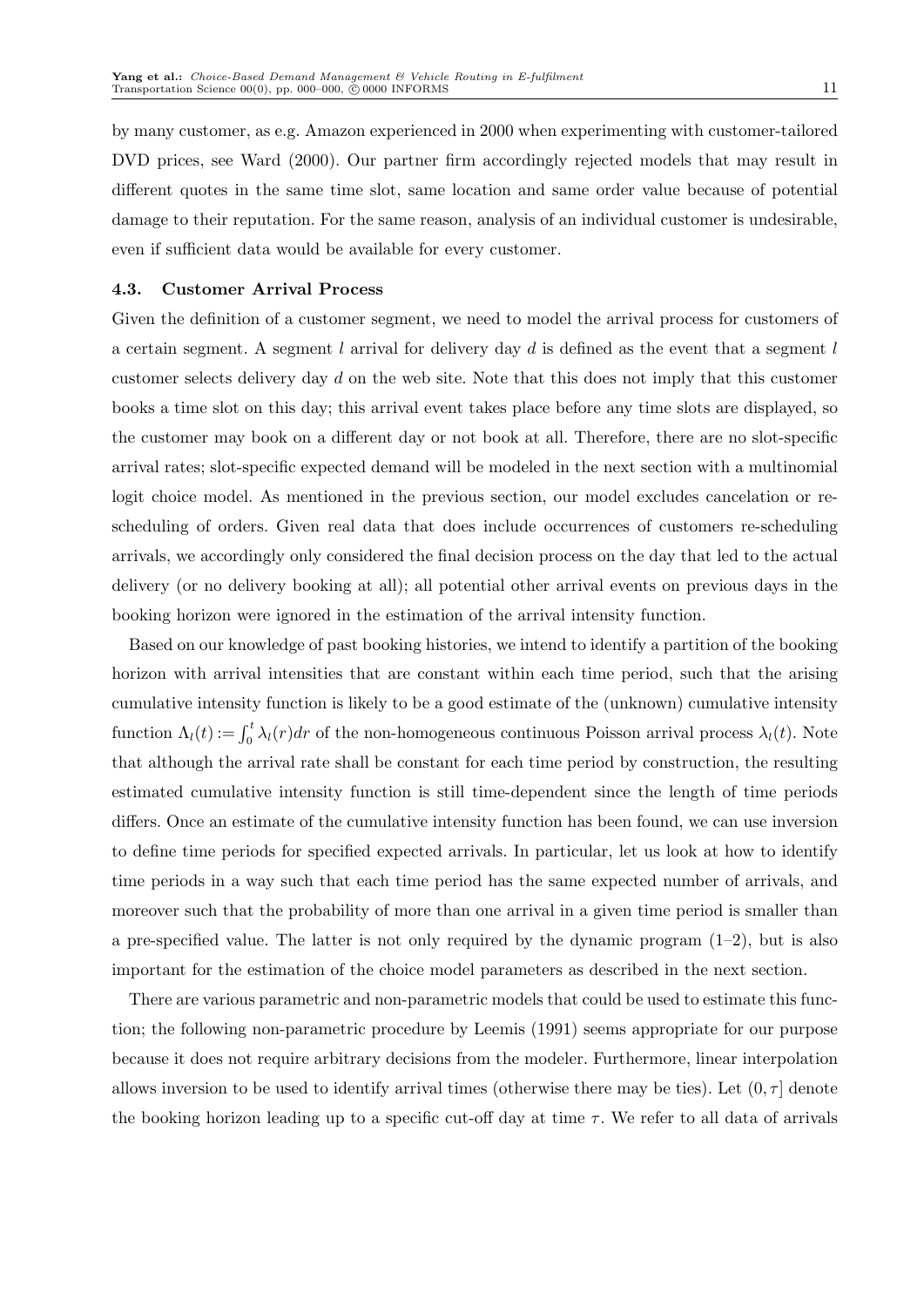by many customer, as e.g. Amazon experienced in 2000 when experimenting with customer-tailored DVD prices, see Ward (2000). Our partner firm accordingly rejected models that may result in different quotes in the same time slot, same location and same order value because of potential damage to their reputation. For the same reason, analysis of an individual customer is undesirable, even if sufficient data would be available for every customer.

### 4.3. Customer Arrival Process

Given the definition of a customer segment, we need to model the arrival process for customers of a certain segment. A segment $l$ arrival for delivery day $d$ is defined as the event that a segment $l$ customer selects delivery day $d$ on the web site. Note that this does not imply that this customer books a time slot on this day; this arrival event takes place before any time slots are displayed, so the customer may book on a different day or not book at all. Therefore, there are no slot-specific arrival rates; slot-specific expected demand will be modeled in the next section with a multinomial logit choice model. As mentioned in the previous section, our model excludes cancelation or re-scheduling of orders. Given real data that does include occurrences of customers re-scheduling arrivals, we accordingly only considered the final decision process on the day that led to the actual delivery (or no delivery booking at all); all potential other arrival events on previous days in the booking horizon were ignored in the estimation of the arrival intensity function.

Based on our knowledge of past booking histories, we intend to identify a partition of the booking horizon with arrival intensities that are constant within each time period, such that the arising cumulative intensity function is likely to be a good estimate of the (unknown) cumulative intensity function $\Lambda_l(t) := \int_0^t \lambda_l(r)dr$ of the non-homogeneous continuous Poisson arrival process $\lambda_l(t)$. Note that although the arrival rate shall be constant for each time period by construction, the resulting estimated cumulative intensity function is still time-dependent since the length of time periods differs. Once an estimate of the cumulative intensity function has been found, we can use inversion to define time periods for specified expected arrivals. In particular, let us look at how to identify time periods in a way such that each time period has the same expected number of arrivals, and moreover such that the probability of more than one arrival in a given time period is smaller than a pre-specified value. The latter is not only required by the dynamic program (1–2), but is also important for the estimation of the choice model parameters as described in the next section.

There are various parametric and non-parametric models that could be used to estimate this function; the following non-parametric procedure by Leemis (1991) seems appropriate for our purpose because it does not require arbitrary decisions from the modeler. Furthermore, linear interpolation allows inversion to be used to identify arrival times (otherwise there may be ties). Let $(0, \tau]$ denote the booking horizon leading up to a specific cut-off day at time $\tau$. We refer to all data of arrivals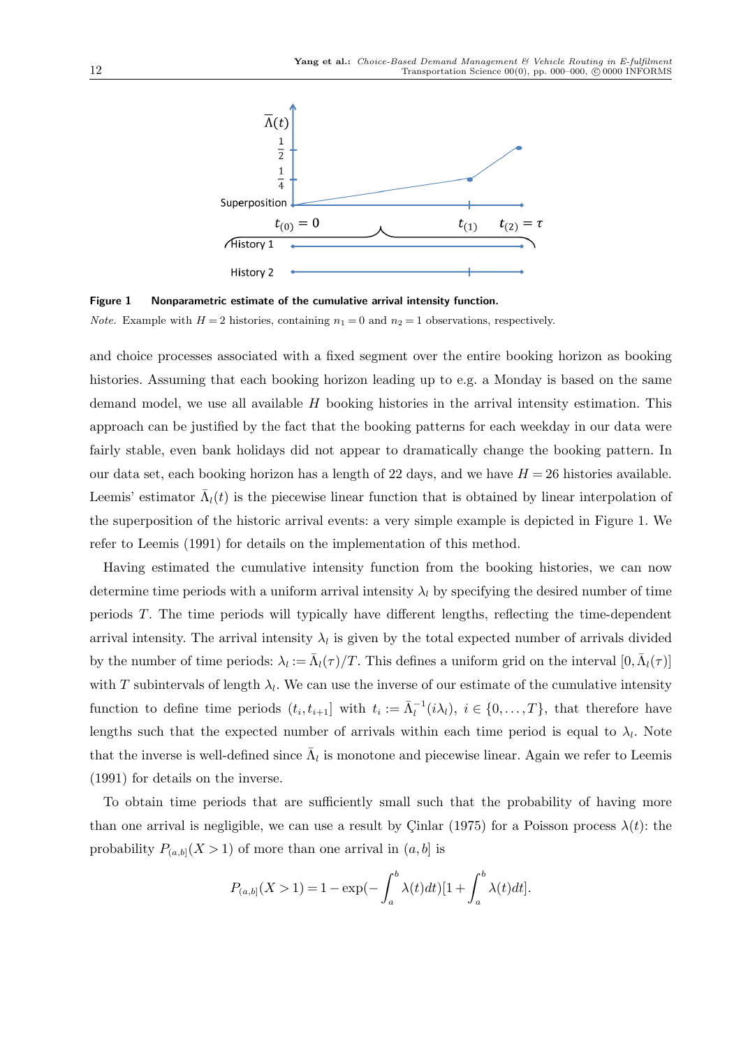**Figure 1 Nonparametric estimate of the cumulative arrival intensity function.**

*Note.* Example with $H = 2$ histories, containing $n_1 = 0$ and $n_2 = 1$ observations, respectively.

and choice processes associated with a fixed segment over the entire booking horizon as booking histories. Assuming that each booking horizon leading up to e.g. a Monday is based on the same demand model, we use all available $H$ booking histories in the arrival intensity estimation. This approach can be justified by the fact that the booking patterns for each weekday in our data were fairly stable, even bank holidays did not appear to dramatically change the booking pattern. In our data set, each booking horizon has a length of 22 days, and we have $H = 26$ histories available. Leemis' estimator $\bar{\Lambda}_l(t)$ is the piecewise linear function that is obtained by linear interpolation of the superposition of the historic arrival events: a very simple example is depicted in Figure 1. We refer to Leemis (1991) for details on the implementation of this method.

Having estimated the cumulative intensity function from the booking histories, we can now determine time periods with a uniform arrival intensity $\lambda_l$ by specifying the desired number of time periods $T$. The time periods will typically have different lengths, reflecting the time-dependent arrival intensity. The arrival intensity $\lambda_l$ is given by the total expected number of arrivals divided by the number of time periods: $\lambda_l := \bar{\Lambda}_l(\tau)/T$. This defines a uniform grid on the interval $[0, \bar{\Lambda}_l(\tau)]$ with $T$ subintervals of length $\lambda_l$. We can use the inverse of our estimate of the cumulative intensity function to define time periods $(t_i, t_{i+1}]$ with $t_i := \bar{\Lambda}_l^{-1}(i\lambda_l)$, $i \in \{0, \ldots, T\}$, that therefore have lengths such that the expected number of arrivals within each time period is equal to $\lambda_l$. Note that the inverse is well-defined since $\bar{\Lambda}_l$ is monotone and piecewise linear. Again we refer to Leemis (1991) for details on the inverse.

To obtain time periods that are sufficiently small such that the probability of having more than one arrival is negligible, we can use a result by Çinlar (1975) for a Poisson process $\lambda(t)$: the probability $P_{(a,b]}(X > 1)$ of more than one arrival in $(a, b]$ is

$$P_{(a,b]}(X > 1) = 1 - \exp(-\int_a^b \lambda(t)dt)[1 + \int_a^b \lambda(t)dt].$$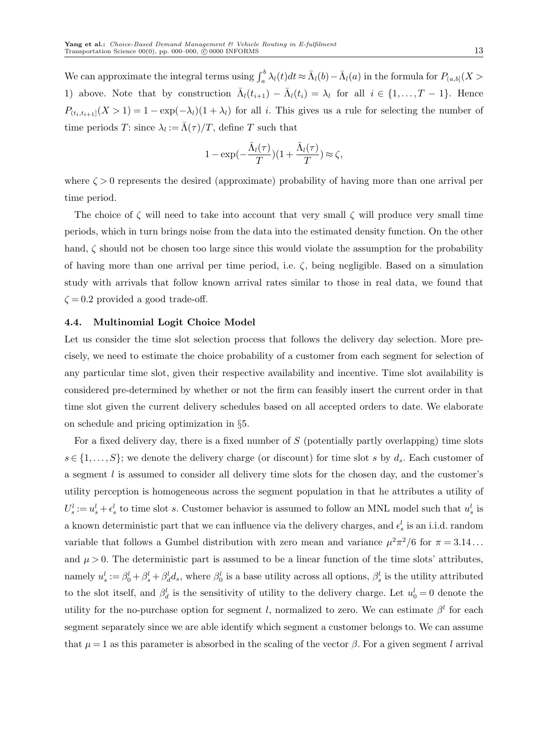We can approximate the integral terms using $\int_a^b \lambda_l(t)dt \approx \bar{\Lambda}_l(b) - \bar{\Lambda}_l(a)$ in the formula for $P_{(a,b]}(X > 1)$ above. Note that by construction $\bar{\Lambda}_l(t_{i+1}) - \bar{\Lambda}_l(t_i) = \lambda_l$ for all $i \in \{1, \ldots, T-1\}$. Hence $P_{(t_i,t_{i+1}]}(X > 1) = 1 - \exp(-\lambda_l)(1 + \lambda_l)$ for all $i$. This gives us a rule for selecting the number of time periods $T$: since $\lambda_l := \bar{\Lambda}(\tau)/T$, define $T$ such that

$$1 - \exp(-\frac{\bar{\Lambda}_l(\tau)}{T})(1 + \frac{\bar{\Lambda}_l(\tau)}{T}) \approx \zeta,$$

where $\zeta > 0$ represents the desired (approximate) probability of having more than one arrival per time period.

The choice of $\zeta$ will need to take into account that very small $\zeta$ will produce very small time periods, which in turn brings noise from the data into the estimated density function. On the other hand, $\zeta$ should not be chosen too large since this would violate the assumption for the probability of having more than one arrival per time period, i.e. $\zeta$, being negligible. Based on a simulation study with arrivals that follow known arrival rates similar to those in real data, we found that $\zeta = 0.2$ provided a good trade-off.

### 4.4. Multinomial Logit Choice Model

Let us consider the time slot selection process that follows the delivery day selection. More precisely, we need to estimate the choice probability of a customer from each segment for selection of any particular time slot, given their respective availability and incentive. Time slot availability is considered pre-determined by whether or not the firm can feasibly insert the current order in that time slot given the current delivery schedules based on all accepted orders to date. We elaborate on schedule and pricing optimization in §5.

For a fixed delivery day, there is a fixed number of $S$ (potentially partly overlapping) time slots $s \in \{1, \ldots, S\}$; we denote the delivery charge (or discount) for time slot $s$ by $d_s$. Each customer of a segment $l$ is assumed to consider all delivery time slots for the chosen day, and the customer's utility perception is homogeneous across the segment population in that he attributes a utility of $U_s^l := u_s^l + \epsilon_s^l$ to time slot $s$. Customer behavior is assumed to follow an MNL model such that $u_s^l$ is a known deterministic part that we can influence via the delivery charges, and $\epsilon_s^l$ is an i.i.d. random variable that follows a Gumbel distribution with zero mean and variance $\mu^2\pi^2/6$ for $\pi = 3.14\ldots$ and $\mu > 0$. The deterministic part is assumed to be a linear function of the time slots' attributes, namely $u_s^l := \beta_0^l + \beta_s^l + \beta_d^l d_s$, where $\beta_0^l$ is a base utility across all options, $\beta_s^l$ is the utility attributed to the slot itself, and $\beta_d^l$ is the sensitivity of utility to the delivery charge. Let $u_0^l = 0$ denote the utility for the no-purchase option for segment $l$, normalized to zero. We can estimate $\beta^l$ for each segment separately since we are able identify which segment a customer belongs to. We can assume that $\mu = 1$ as this parameter is absorbed in the scaling of the vector $\beta$. For a given segment $l$ arrival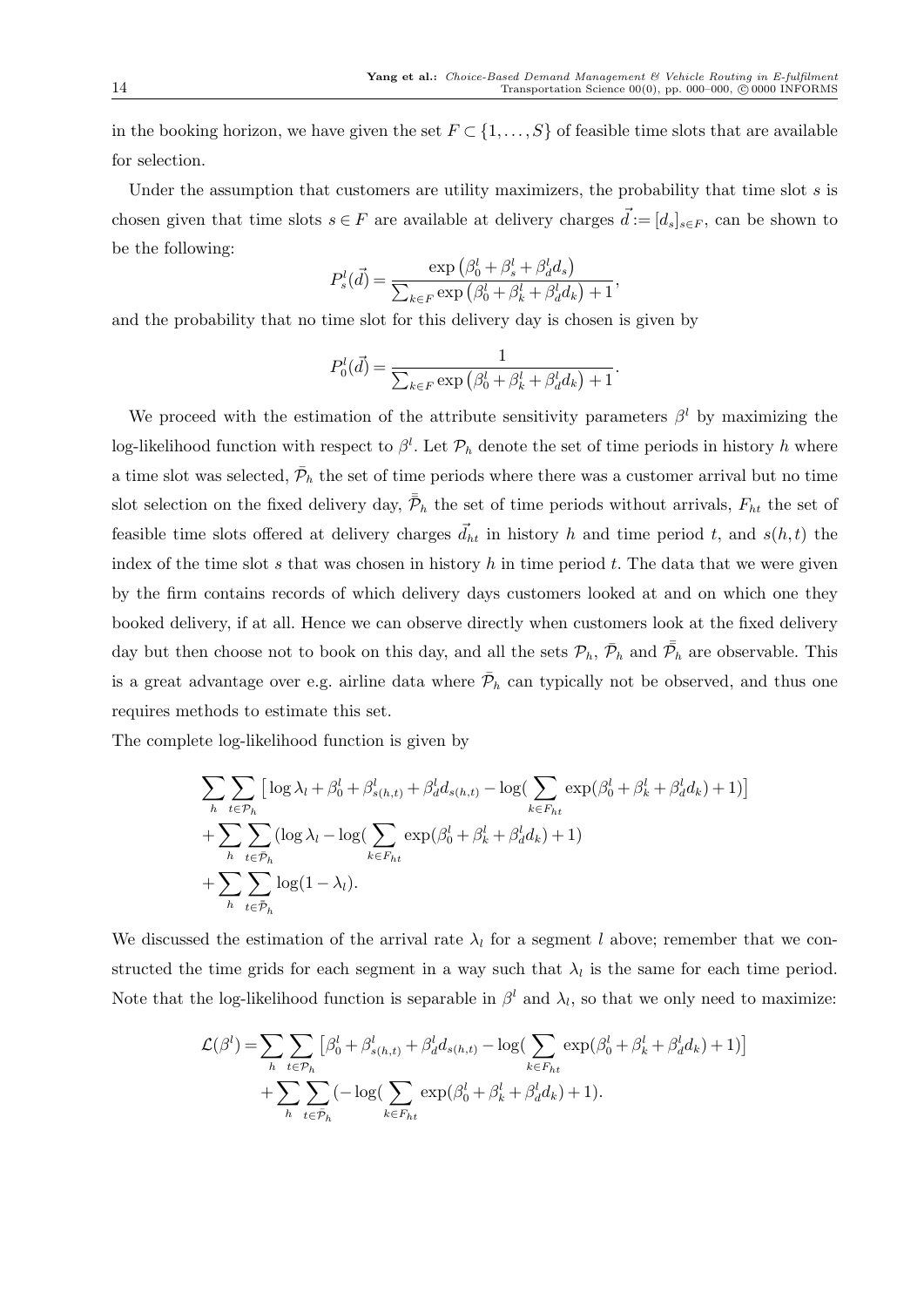in the booking horizon, we have given the set $F \subset \{1,\dots,S\}$ of feasible time slots that are available for selection.

Under the assumption that customers are utility maximizers, the probability that time slot $s$ is chosen given that time slots $s \in F$ are available at delivery charges $\vec{d} := [d_s]_{s\in F}$, can be shown to be the following:

$$P_s^l(\vec{d}) = \frac{\exp\left(\beta_0^l + \beta_s^l + \beta_d^l d_s\right)}{\sum_{k\in F}\exp\left(\beta_0^l + \beta_k^l + \beta_d^l d_k\right) + 1},$$

and the probability that no time slot for this delivery day is chosen is given by

$$P_0^l(\vec{d}) = \frac{1}{\sum_{k\in F}\exp\left(\beta_0^l + \beta_k^l + \beta_d^l d_k\right) + 1}.$$

We proceed with the estimation of the attribute sensitivity parameters $\beta^l$ by maximizing the log-likelihood function with respect to $\beta^l$. Let $\mathcal{P}_h$ denote the set of time periods in history $h$ where a time slot was selected, $\bar{\mathcal{P}}_h$ the set of time periods where there was a customer arrival but no time slot selection on the fixed delivery day, $\bar{\bar{\mathcal{P}}}_h$ the set of time periods without arrivals, $F_{ht}$ the set of feasible time slots offered at delivery charges $\vec{d}_{ht}$ in history $h$ and time period $t$, and $s(h,t)$ the index of the time slot $s$ that was chosen in history $h$ in time period $t$. The data that we were given by the firm contains records of which delivery days customers looked at and on which one they booked delivery, if at all. Hence we can observe directly when customers look at the fixed delivery day but then choose not to book on this day, and all the sets $\mathcal{P}_h$, $\bar{\mathcal{P}}_h$ and $\bar{\bar{\mathcal{P}}}_h$ are observable. This is a great advantage over e.g. airline data where $\bar{\mathcal{P}}_h$ can typically not be observed, and thus one requires methods to estimate this set.

The complete log-likelihood function is given by

$$\begin{aligned}
&\sum_h \sum_{t\in\mathcal{P}_h}\left[\log\lambda_l + \beta_0^l + \beta_{s(h,t)}^l + \beta_d^l d_{s(h,t)} - \log\Big(\sum_{k\in F_{ht}}\exp(\beta_0^l + \beta_k^l + \beta_d^l d_k) + 1\Big)\right] \\
&+ \sum_h \sum_{t\in\bar{\mathcal{P}}_h}\Big(\log\lambda_l - \log\Big(\sum_{k\in F_{ht}}\exp(\beta_0^l + \beta_k^l + \beta_d^l d_k) + 1\Big) \\
&+ \sum_h \sum_{t\in\bar{\bar{\mathcal{P}}}_h}\log(1-\lambda_l).
\end{aligned}$$

We discussed the estimation of the arrival rate $\lambda_l$ for a segment $l$ above; remember that we constructed the time grids for each segment in a way such that $\lambda_l$ is the same for each time period. Note that the log-likelihood function is separable in $\beta^l$ and $\lambda_l$, so that we only need to maximize:

$$\begin{aligned}
\mathcal{L}(\beta^l) = &\sum_h \sum_{t\in\mathcal{P}_h}\left[\beta_0^l + \beta_{s(h,t)}^l + \beta_d^l d_{s(h,t)} - \log\Big(\sum_{k\in F_{ht}}\exp(\beta_0^l + \beta_k^l + \beta_d^l d_k) + 1\Big)\right] \\
&+ \sum_h \sum_{t\in\bar{\mathcal{P}}_h}\Big(-\log\Big(\sum_{k\in F_{ht}}\exp(\beta_0^l + \beta_k^l + \beta_d^l d_k) + 1\Big).
\end{aligned}$$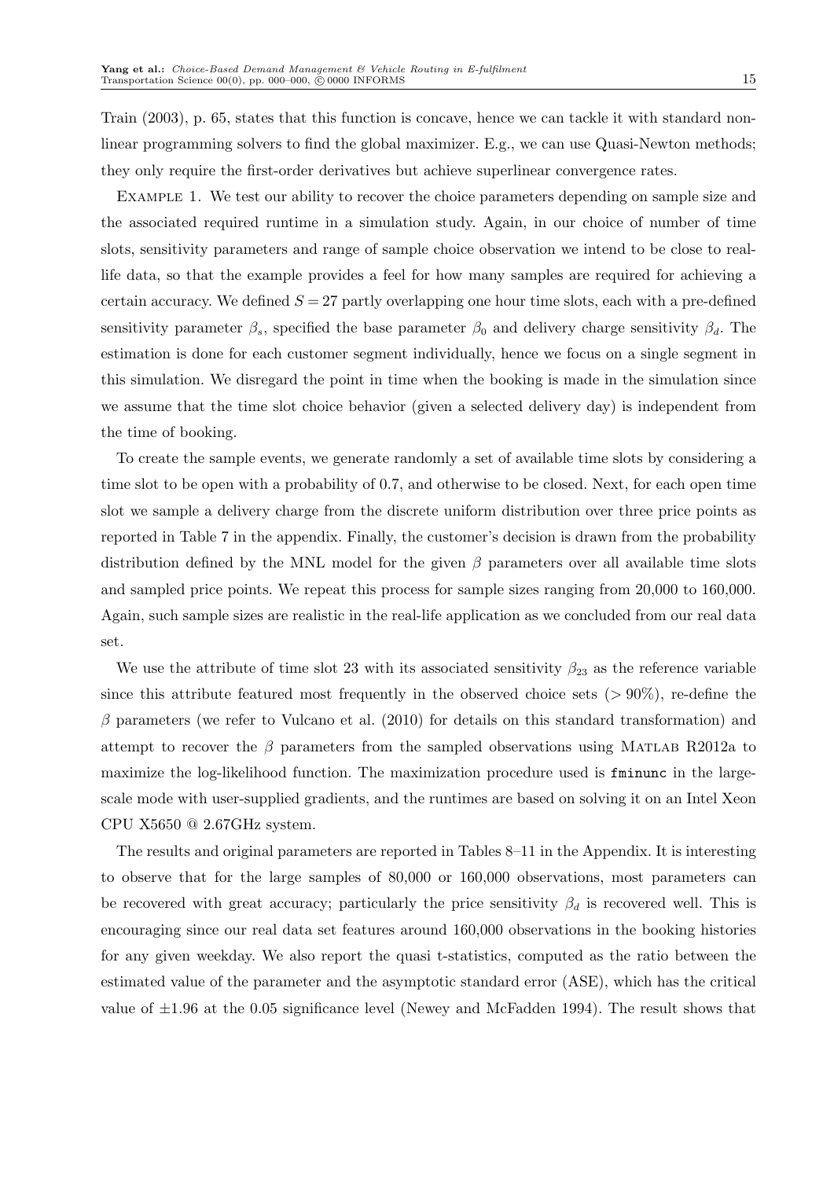Train (2003), p. 65, states that this function is concave, hence we can tackle it with standard nonlinear programming solvers to find the global maximizer. E.g., we can use Quasi-Newton methods; they only require the first-order derivatives but achieve superlinear convergence rates.

Example 1. We test our ability to recover the choice parameters depending on sample size and the associated required runtime in a simulation study. Again, in our choice of number of time slots, sensitivity parameters and range of sample choice observation we intend to be close to real-life data, so that the example provides a feel for how many samples are required for achieving a certain accuracy. We defined $S = 27$ partly overlapping one hour time slots, each with a pre-defined sensitivity parameter $\beta_s$, specified the base parameter $\beta_0$ and delivery charge sensitivity $\beta_d$. The estimation is done for each customer segment individually, hence we focus on a single segment in this simulation. We disregard the point in time when the booking is made in the simulation since we assume that the time slot choice behavior (given a selected delivery day) is independent from the time of booking.

To create the sample events, we generate randomly a set of available time slots by considering a time slot to be open with a probability of 0.7, and otherwise to be closed. Next, for each open time slot we sample a delivery charge from the discrete uniform distribution over three price points as reported in Table 7 in the appendix. Finally, the customer's decision is drawn from the probability distribution defined by the MNL model for the given $\beta$ parameters over all available time slots and sampled price points. We repeat this process for sample sizes ranging from 20,000 to 160,000. Again, such sample sizes are realistic in the real-life application as we concluded from our real data set.

We use the attribute of time slot 23 with its associated sensitivity $\beta_{23}$ as the reference variable since this attribute featured most frequently in the observed choice sets ($> 90\%$), re-define the $\beta$ parameters (we refer to Vulcano et al. (2010) for details on this standard transformation) and attempt to recover the $\beta$ parameters from the sampled observations using Matlab R2012a to maximize the log-likelihood function. The maximization procedure used is `fminunc` in the large-scale mode with user-supplied gradients, and the runtimes are based on solving it on an Intel Xeon CPU X5650 @ 2.67GHz system.

The results and original parameters are reported in Tables 8–11 in the Appendix. It is interesting to observe that for the large samples of 80,000 or 160,000 observations, most parameters can be recovered with great accuracy; particularly the price sensitivity $\beta_d$ is recovered well. This is encouraging since our real data set features around 160,000 observations in the booking histories for any given weekday. We also report the quasi t-statistics, computed as the ratio between the estimated value of the parameter and the asymptotic standard error (ASE), which has the critical value of $\pm 1.96$ at the 0.05 significance level (Newey and McFadden 1994). The result shows that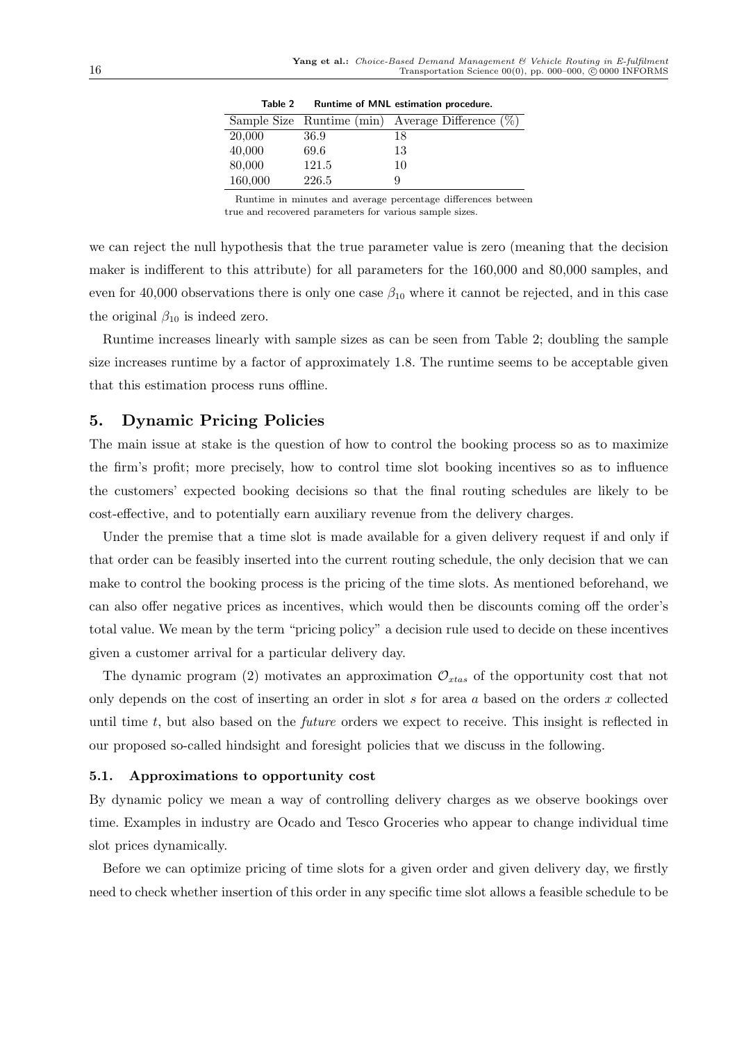**Table 2** Runtime of MNL estimation procedure.

| Sample Size | Runtime (min) | Average Difference (%) |
|---|---|---|
| 20,000 | 36.9 | 18 |
| 40,000 | 69.6 | 13 |
| 80,000 | 121.5 | 10 |
| 160,000 | 226.5 | 9 |

Runtime in minutes and average percentage differences between true and recovered parameters for various sample sizes.

we can reject the null hypothesis that the true parameter value is zero (meaning that the decision maker is indifferent to this attribute) for all parameters for the 160,000 and 80,000 samples, and even for 40,000 observations there is only one case $\beta_{10}$ where it cannot be rejected, and in this case the original $\beta_{10}$ is indeed zero.

Runtime increases linearly with sample sizes as can be seen from Table 2; doubling the sample size increases runtime by a factor of approximately 1.8. The runtime seems to be acceptable given that this estimation process runs offline.

## 5. Dynamic Pricing Policies

The main issue at stake is the question of how to control the booking process so as to maximize the firm's profit; more precisely, how to control time slot booking incentives so as to influence the customers' expected booking decisions so that the final routing schedules are likely to be cost-effective, and to potentially earn auxiliary revenue from the delivery charges.

Under the premise that a time slot is made available for a given delivery request if and only if that order can be feasibly inserted into the current routing schedule, the only decision that we can make to control the booking process is the pricing of the time slots. As mentioned beforehand, we can also offer negative prices as incentives, which would then be discounts coming off the order's total value. We mean by the term "pricing policy" a decision rule used to decide on these incentives given a customer arrival for a particular delivery day.

The dynamic program (2) motivates an approximation $\mathcal{O}_{xtas}$ of the opportunity cost that not only depends on the cost of inserting an order in slot $s$ for area $a$ based on the orders $x$ collected until time $t$, but also based on the *future* orders we expect to receive. This insight is reflected in our proposed so-called hindsight and foresight policies that we discuss in the following.

### 5.1. Approximations to opportunity cost

By dynamic policy we mean a way of controlling delivery charges as we observe bookings over time. Examples in industry are Ocado and Tesco Groceries who appear to change individual time slot prices dynamically.

Before we can optimize pricing of time slots for a given order and given delivery day, we firstly need to check whether insertion of this order in any specific time slot allows a feasible schedule to be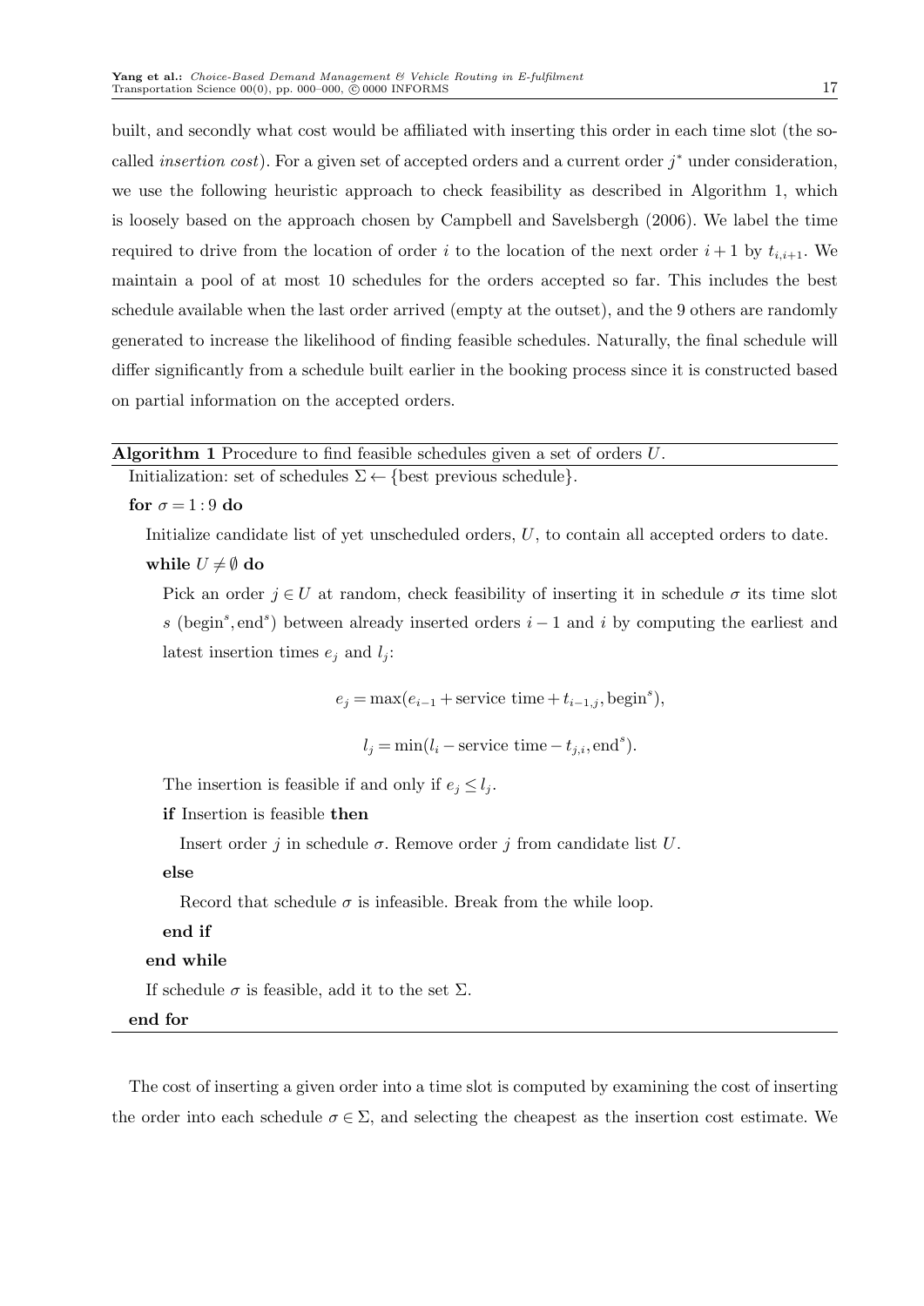built, and secondly what cost would be affiliated with inserting this order in each time slot (the so-called *insertion cost*). For a given set of accepted orders and a current order $j^*$ under consideration, we use the following heuristic approach to check feasibility as described in Algorithm 1, which is loosely based on the approach chosen by Campbell and Savelsbergh (2006). We label the time required to drive from the location of order $i$ to the location of the next order $i+1$ by $t_{i,i+1}$. We maintain a pool of at most 10 schedules for the orders accepted so far. This includes the best schedule available when the last order arrived (empty at the outset), and the 9 others are randomly generated to increase the likelihood of finding feasible schedules. Naturally, the final schedule will differ significantly from a schedule built earlier in the booking process since it is constructed based on partial information on the accepted orders.

**Algorithm 1** Procedure to find feasible schedules given a set of orders $U$.

Initialization: set of schedules $\Sigma \leftarrow$ {best previous schedule}.

**for** $\sigma = 1:9$ **do**

  Initialize candidate list of yet unscheduled orders, $U$, to contain all accepted orders to date.

  **while** $U \neq \emptyset$ **do**

    Pick an order $j \in U$ at random, check feasibility of inserting it in schedule $\sigma$ its time slot $s$ ($\text{begin}^s, \text{end}^s$) between already inserted orders $i-1$ and $i$ by computing the earliest and latest insertion times $e_j$ and $l_j$:

$$e_j = \max(e_{i-1} + \text{service time} + t_{i-1,j}, \text{begin}^s),$$

$$l_j = \min(l_i - \text{service time} - t_{j,i}, \text{end}^s).$$

    The insertion is feasible if and only if $e_j \leq l_j$.

    **if** Insertion is feasible **then**

      Insert order $j$ in schedule $\sigma$. Remove order $j$ from candidate list $U$.

    **else**

      Record that schedule $\sigma$ is infeasible. Break from the while loop.

    **end if**

  **end while**

  If schedule $\sigma$ is feasible, add it to the set $\Sigma$.

**end for**

The cost of inserting a given order into a time slot is computed by examining the cost of inserting the order into each schedule $\sigma \in \Sigma$, and selecting the cheapest as the insertion cost estimate. We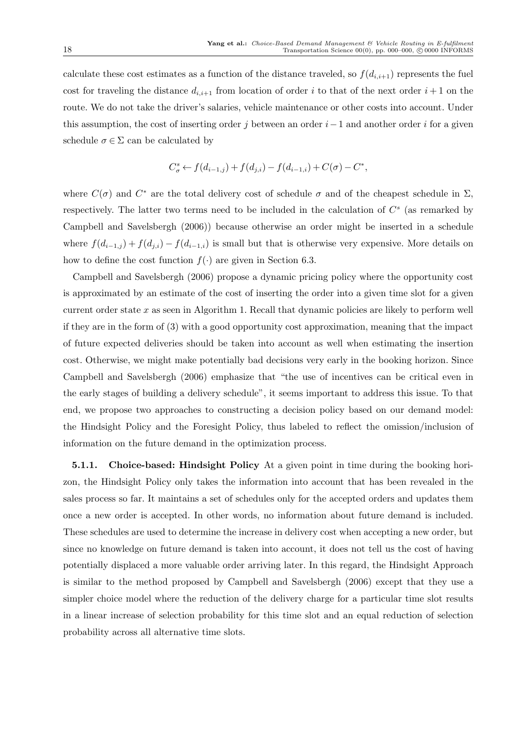calculate these cost estimates as a function of the distance traveled, so $f(d_{i,i+1})$ represents the fuel cost for traveling the distance $d_{i,i+1}$ from location of order $i$ to that of the next order $i+1$ on the route. We do not take the driver's salaries, vehicle maintenance or other costs into account. Under this assumption, the cost of inserting order $j$ between an order $i-1$ and another order $i$ for a given schedule $\sigma \in \Sigma$ can be calculated by

$$C^s_\sigma \leftarrow f(d_{i-1,j}) + f(d_{j,i}) - f(d_{i-1,i}) + C(\sigma) - C^*,$$

where $C(\sigma)$ and $C^*$ are the total delivery cost of schedule $\sigma$ and of the cheapest schedule in $\Sigma$, respectively. The latter two terms need to be included in the calculation of $C^s$ (as remarked by Campbell and Savelsbergh (2006)) because otherwise an order might be inserted in a schedule where $f(d_{i-1,j}) + f(d_{j,i}) - f(d_{i-1,i})$ is small but that is otherwise very expensive. More details on how to define the cost function $f(\cdot)$ are given in Section 6.3.

Campbell and Savelsbergh (2006) propose a dynamic pricing policy where the opportunity cost is approximated by an estimate of the cost of inserting the order into a given time slot for a given current order state $x$ as seen in Algorithm 1. Recall that dynamic policies are likely to perform well if they are in the form of (3) with a good opportunity cost approximation, meaning that the impact of future expected deliveries should be taken into account as well when estimating the insertion cost. Otherwise, we might make potentially bad decisions very early in the booking horizon. Since Campbell and Savelsbergh (2006) emphasize that "the use of incentives can be critical even in the early stages of building a delivery schedule", it seems important to address this issue. To that end, we propose two approaches to constructing a decision policy based on our demand model: the Hindsight Policy and the Foresight Policy, thus labeled to reflect the omission/inclusion of information on the future demand in the optimization process.

**5.1.1. Choice-based: Hindsight Policy** At a given point in time during the booking horizon, the Hindsight Policy only takes the information into account that has been revealed in the sales process so far. It maintains a set of schedules only for the accepted orders and updates them once a new order is accepted. In other words, no information about future demand is included. These schedules are used to determine the increase in delivery cost when accepting a new order, but since no knowledge on future demand is taken into account, it does not tell us the cost of having potentially displaced a more valuable order arriving later. In this regard, the Hindsight Approach is similar to the method proposed by Campbell and Savelsbergh (2006) except that they use a simpler choice model where the reduction of the delivery charge for a particular time slot results in a linear increase of selection probability for this time slot and an equal reduction of selection probability across all alternative time slots.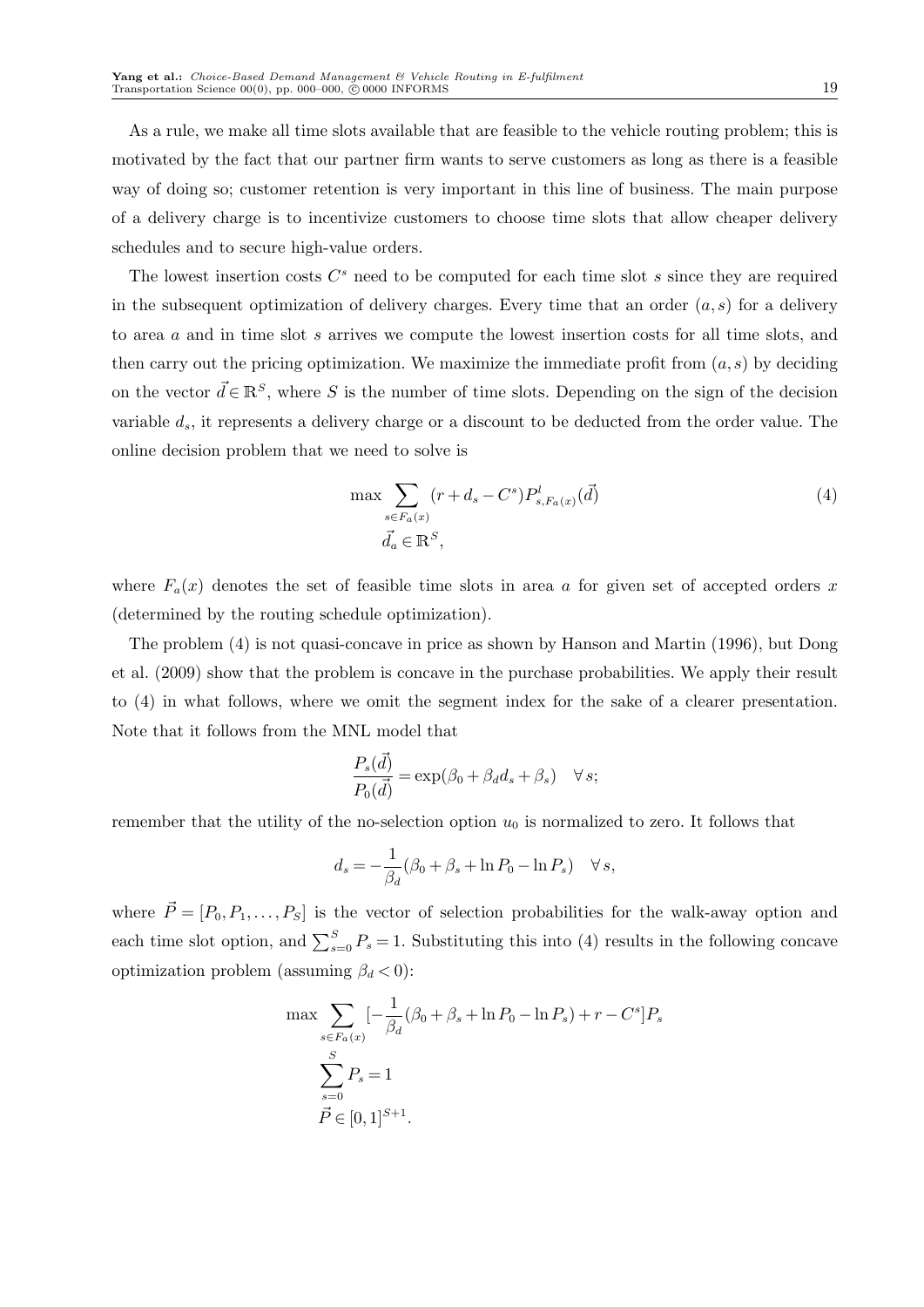As a rule, we make all time slots available that are feasible to the vehicle routing problem; this is motivated by the fact that our partner firm wants to serve customers as long as there is a feasible way of doing so; customer retention is very important in this line of business. The main purpose of a delivery charge is to incentivize customers to choose time slots that allow cheaper delivery schedules and to secure high-value orders.

The lowest insertion costs $C^s$ need to be computed for each time slot $s$ since they are required in the subsequent optimization of delivery charges. Every time that an order $(a, s)$ for a delivery to area $a$ and in time slot $s$ arrives we compute the lowest insertion costs for all time slots, and then carry out the pricing optimization. We maximize the immediate profit from $(a, s)$ by deciding on the vector $\vec{d} \in \mathbb{R}^S$, where $S$ is the number of time slots. Depending on the sign of the decision variable $d_s$, it represents a delivery charge or a discount to be deducted from the order value. The online decision problem that we need to solve is

$$
\begin{aligned}
\max & \sum_{s \in F_a(x)} (r + d_s - C^s) P^l_{s,F_a(x)}(\vec{d}) \\
& \vec{d}_a \in \mathbb{R}^S,
\end{aligned}
\tag{4}
$$

where $F_a(x)$ denotes the set of feasible time slots in area $a$ for given set of accepted orders $x$ (determined by the routing schedule optimization).

The problem (4) is not quasi-concave in price as shown by Hanson and Martin (1996), but Dong et al. (2009) show that the problem is concave in the purchase probabilities. We apply their result to (4) in what follows, where we omit the segment index for the sake of a clearer presentation. Note that it follows from the MNL model that

$$
\frac{P_s(\vec{d})}{P_0(\vec{d})} = \exp(\beta_0 + \beta_d d_s + \beta_s) \quad \forall\, s;
$$

remember that the utility of the no-selection option $u_0$ is normalized to zero. It follows that

$$
d_s = -\frac{1}{\beta_d}(\beta_0 + \beta_s + \ln P_0 - \ln P_s) \quad \forall\, s,
$$

where $\vec{P} = [P_0, P_1, \dots, P_S]$ is the vector of selection probabilities for the walk-away option and each time slot option, and $\sum_{s=0}^{S} P_s = 1$. Substituting this into (4) results in the following concave optimization problem (assuming $\beta_d < 0$):

$$
\begin{aligned}
\max & \sum_{s \in F_a(x)} \left[-\frac{1}{\beta_d}(\beta_0 + \beta_s + \ln P_0 - \ln P_s) + r - C^s\right] P_s \\
& \sum_{s=0}^{S} P_s = 1 \\
& \vec{P} \in [0, 1]^{S+1}.
\end{aligned}
$$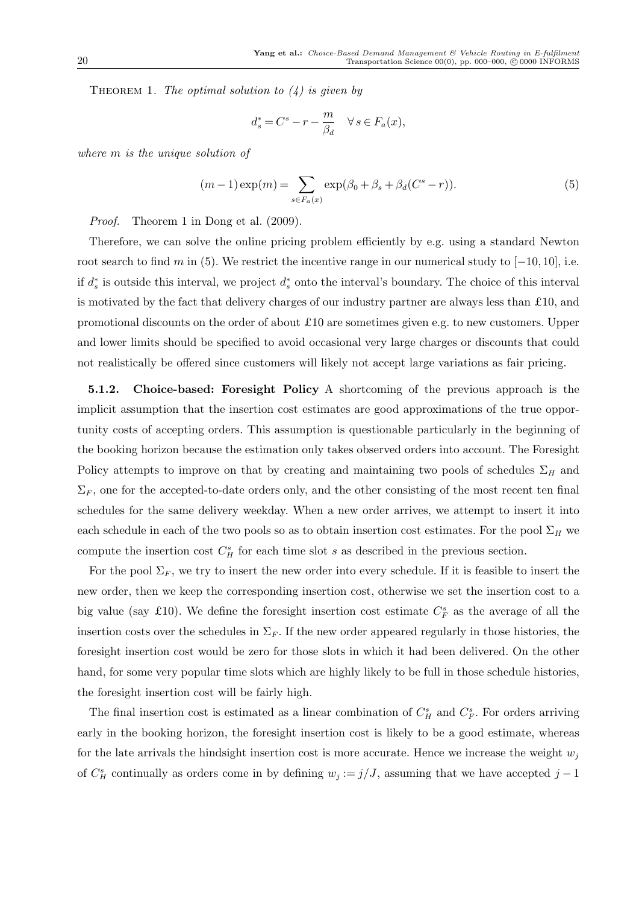Theorem 1. *The optimal solution to (4) is given by*

$$d_s^* = C^s - r - \frac{m}{\beta_d} \quad \forall s \in F_a(x),$$

*where $m$ is the unique solution of*

$$(m-1)\exp(m) = \sum_{s \in F_a(x)} \exp(\beta_0 + \beta_s + \beta_d(C^s - r)). \tag{5}$$

*Proof.* Theorem 1 in Dong et al. (2009).

Therefore, we can solve the online pricing problem efficiently by e.g. using a standard Newton root search to find $m$ in (5). We restrict the incentive range in our numerical study to $[-10, 10]$, i.e. if $d_s^*$ is outside this interval, we project $d_s^*$ onto the interval's boundary. The choice of this interval is motivated by the fact that delivery charges of our industry partner are always less than £10, and promotional discounts on the order of about £10 are sometimes given e.g. to new customers. Upper and lower limits should be specified to avoid occasional very large charges or discounts that could not realistically be offered since customers will likely not accept large variations as fair pricing.

**5.1.2. Choice-based: Foresight Policy** A shortcoming of the previous approach is the implicit assumption that the insertion cost estimates are good approximations of the true opportunity costs of accepting orders. This assumption is questionable particularly in the beginning of the booking horizon because the estimation only takes observed orders into account. The Foresight Policy attempts to improve on that by creating and maintaining two pools of schedules $\Sigma_H$ and $\Sigma_F$, one for the accepted-to-date orders only, and the other consisting of the most recent ten final schedules for the same delivery weekday. When a new order arrives, we attempt to insert it into each schedule in each of the two pools so as to obtain insertion cost estimates. For the pool $\Sigma_H$ we compute the insertion cost $C_H^s$ for each time slot $s$ as described in the previous section.

For the pool $\Sigma_F$, we try to insert the new order into every schedule. If it is feasible to insert the new order, then we keep the corresponding insertion cost, otherwise we set the insertion cost to a big value (say £10). We define the foresight insertion cost estimate $C_F^s$ as the average of all the insertion costs over the schedules in $\Sigma_F$. If the new order appeared regularly in those histories, the foresight insertion cost would be zero for those slots in which it had been delivered. On the other hand, for some very popular time slots which are highly likely to be full in those schedule histories, the foresight insertion cost will be fairly high.

The final insertion cost is estimated as a linear combination of $C_H^s$ and $C_F^s$. For orders arriving early in the booking horizon, the foresight insertion cost is likely to be a good estimate, whereas for the late arrivals the hindsight insertion cost is more accurate. Hence we increase the weight $w_j$ of $C_H^s$ continually as orders come in by defining $w_j := j/J$, assuming that we have accepted $j-1$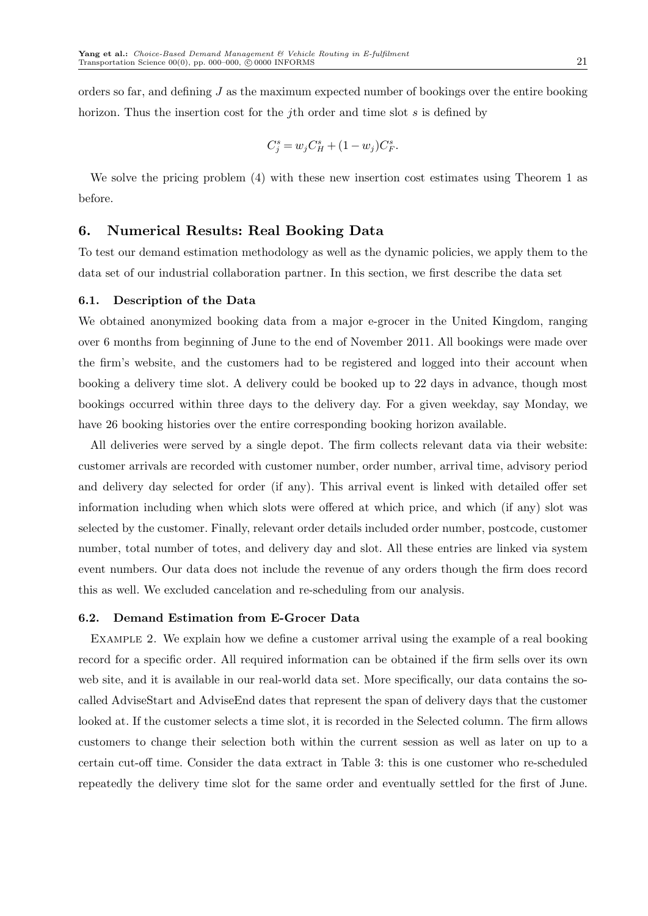orders so far, and defining $J$ as the maximum expected number of bookings over the entire booking horizon. Thus the insertion cost for the $j$th order and time slot $s$ is defined by

$$C_j^s = w_j C_H^s + (1 - w_j) C_F^s.$$

We solve the pricing problem (4) with these new insertion cost estimates using Theorem 1 as before.

## 6. Numerical Results: Real Booking Data

To test our demand estimation methodology as well as the dynamic policies, we apply them to the data set of our industrial collaboration partner. In this section, we first describe the data set

### 6.1. Description of the Data

We obtained anonymized booking data from a major e-grocer in the United Kingdom, ranging over 6 months from beginning of June to the end of November 2011. All bookings were made over the firm's website, and the customers had to be registered and logged into their account when booking a delivery time slot. A delivery could be booked up to 22 days in advance, though most bookings occurred within three days to the delivery day. For a given weekday, say Monday, we have 26 booking histories over the entire corresponding booking horizon available.

All deliveries were served by a single depot. The firm collects relevant data via their website: customer arrivals are recorded with customer number, order number, arrival time, advisory period and delivery day selected for order (if any). This arrival event is linked with detailed offer set information including when which slots were offered at which price, and which (if any) slot was selected by the customer. Finally, relevant order details included order number, postcode, customer number, total number of totes, and delivery day and slot. All these entries are linked via system event numbers. Our data does not include the revenue of any orders though the firm does record this as well. We excluded cancelation and re-scheduling from our analysis.

### 6.2. Demand Estimation from E-Grocer Data

Example 2. We explain how we define a customer arrival using the example of a real booking record for a specific order. All required information can be obtained if the firm sells over its own web site, and it is available in our real-world data set. More specifically, our data contains the so-called AdviseStart and AdviseEnd dates that represent the span of delivery days that the customer looked at. If the customer selects a time slot, it is recorded in the Selected column. The firm allows customers to change their selection both within the current session as well as later on up to a certain cut-off time. Consider the data extract in Table 3: this is one customer who re-scheduled repeatedly the delivery time slot for the same order and eventually settled for the first of June.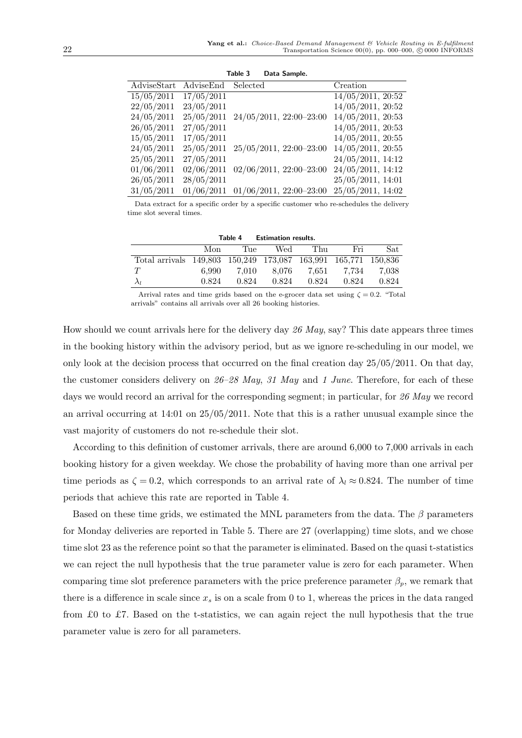**Table 3 Data Sample.**

| AdviseStart | AdviseEnd | Selected | Creation |
|---|---|---|---|
| 15/05/2011 | 17/05/2011 | | 14/05/2011, 20:52 |
| 22/05/2011 | 23/05/2011 | | 14/05/2011, 20:52 |
| 24/05/2011 | 25/05/2011 | 24/05/2011, 22:00–23:00 | 14/05/2011, 20:53 |
| 26/05/2011 | 27/05/2011 | | 14/05/2011, 20:53 |
| 15/05/2011 | 17/05/2011 | | 14/05/2011, 20:55 |
| 24/05/2011 | 25/05/2011 | 25/05/2011, 22:00–23:00 | 14/05/2011, 20:55 |
| 25/05/2011 | 27/05/2011 | | 24/05/2011, 14:12 |
| 01/06/2011 | 02/06/2011 | 02/06/2011, 22:00–23:00 | 24/05/2011, 14:12 |
| 26/05/2011 | 28/05/2011 | | 25/05/2011, 14:01 |
| 31/05/2011 | 01/06/2011 | 01/06/2011, 22:00–23:00 | 25/05/2011, 14:02 |

Data extract for a specific order by a specific customer who re-schedules the delivery time slot several times.

**Table 4 Estimation results.**

| | Mon | Tue | Wed | Thu | Fri | Sat |
|---|---|---|---|---|---|---|
| Total arrivals | 149,803 | 150,249 | 173,087 | 163,991 | 165,771 | 150,836 |
| $T$ | 6,990 | 7,010 | 8,076 | 7,651 | 7,734 | 7,038 |
| $\lambda_l$ | 0.824 | 0.824 | 0.824 | 0.824 | 0.824 | 0.824 |

Arrival rates and time grids based on the e-grocer data set using $\zeta = 0.2$. "Total arrivals" contains all arrivals over all 26 booking histories.

How should we count arrivals here for the delivery day *26 May*, say? This date appears three times in the booking history within the advisory period, but as we ignore re-scheduling in our model, we only look at the decision process that occurred on the final creation day 25/05/2011. On that day, the customer considers delivery on *26–28 May*, *31 May* and *1 June*. Therefore, for each of these days we would record an arrival for the corresponding segment; in particular, for *26 May* we record an arrival occurring at 14:01 on 25/05/2011. Note that this is a rather unusual example since the vast majority of customers do not re-schedule their slot.

According to this definition of customer arrivals, there are around 6,000 to 7,000 arrivals in each booking history for a given weekday. We chose the probability of having more than one arrival per time periods as $\zeta = 0.2$, which corresponds to an arrival rate of $\lambda_l \approx 0.824$. The number of time periods that achieve this rate are reported in Table 4.

Based on these time grids, we estimated the MNL parameters from the data. The $\beta$ parameters for Monday deliveries are reported in Table 5. There are 27 (overlapping) time slots, and we chose time slot 23 as the reference point so that the parameter is eliminated. Based on the quasi t-statistics we can reject the null hypothesis that the true parameter value is zero for each parameter. When comparing time slot preference parameters with the price preference parameter $\beta_p$, we remark that there is a difference in scale since $x_s$ is on a scale from 0 to 1, whereas the prices in the data ranged from £0 to £7. Based on the t-statistics, we can again reject the null hypothesis that the true parameter value is zero for all parameters.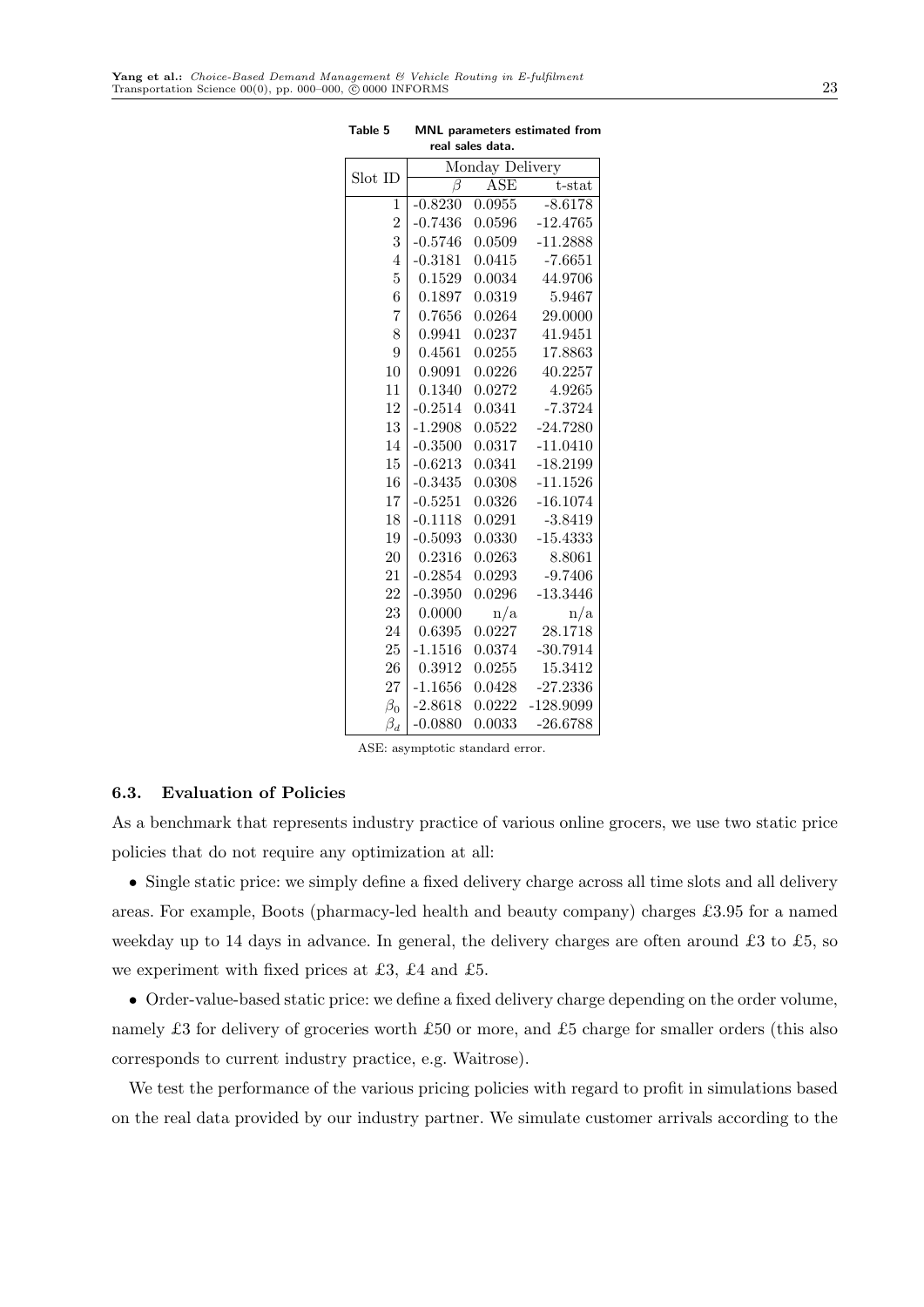**Table 5** MNL parameters estimated from real sales data.

| Slot ID | Monday Delivery | | |
|---|---|---|---|
| | $\beta$ | ASE | t-stat |
| 1 | -0.8230 | 0.0955 | -8.6178 |
| 2 | -0.7436 | 0.0596 | -12.4765 |
| 3 | -0.5746 | 0.0509 | -11.2888 |
| 4 | -0.3181 | 0.0415 | -7.6651 |
| 5 | 0.1529 | 0.0034 | 44.9706 |
| 6 | 0.1897 | 0.0319 | 5.9467 |
| 7 | 0.7656 | 0.0264 | 29.0000 |
| 8 | 0.9941 | 0.0237 | 41.9451 |
| 9 | 0.4561 | 0.0255 | 17.8863 |
| 10 | 0.9091 | 0.0226 | 40.2257 |
| 11 | 0.1340 | 0.0272 | 4.9265 |
| 12 | -0.2514 | 0.0341 | -7.3724 |
| 13 | -1.2908 | 0.0522 | -24.7280 |
| 14 | -0.3500 | 0.0317 | -11.0410 |
| 15 | -0.6213 | 0.0341 | -18.2199 |
| 16 | -0.3435 | 0.0308 | -11.1526 |
| 17 | -0.5251 | 0.0326 | -16.1074 |
| 18 | -0.1118 | 0.0291 | -3.8419 |
| 19 | -0.5093 | 0.0330 | -15.4333 |
| 20 | 0.2316 | 0.0263 | 8.8061 |
| 21 | -0.2854 | 0.0293 | -9.7406 |
| 22 | -0.3950 | 0.0296 | -13.3446 |
| 23 | 0.0000 | n/a | n/a |
| 24 | 0.6395 | 0.0227 | 28.1718 |
| 25 | -1.1516 | 0.0374 | -30.7914 |
| 26 | 0.3912 | 0.0255 | 15.3412 |
| 27 | -1.1656 | 0.0428 | -27.2336 |
| $\beta_0$ | -2.8618 | 0.0222 | -128.9099 |
| $\beta_d$ | -0.0880 | 0.0033 | -26.6788 |

ASE: asymptotic standard error.

### 6.3. Evaluation of Policies

As a benchmark that represents industry practice of various online grocers, we use two static price policies that do not require any optimization at all:

- Single static price: we simply define a fixed delivery charge across all time slots and all delivery areas. For example, Boots (pharmacy-led health and beauty company) charges £3.95 for a named weekday up to 14 days in advance. In general, the delivery charges are often around £3 to £5, so we experiment with fixed prices at £3, £4 and £5.
- Order-value-based static price: we define a fixed delivery charge depending on the order volume, namely £3 for delivery of groceries worth £50 or more, and £5 charge for smaller orders (this also corresponds to current industry practice, e.g. Waitrose).

We test the performance of the various pricing policies with regard to profit in simulations based on the real data provided by our industry partner. We simulate customer arrivals according to the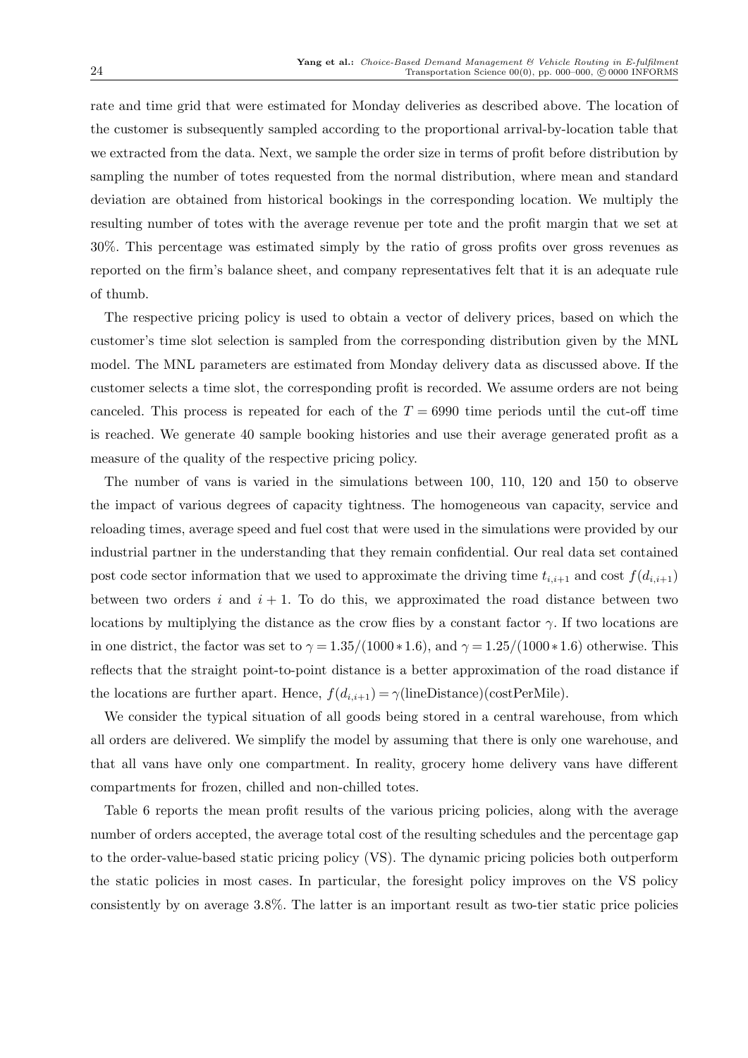rate and time grid that were estimated for Monday deliveries as described above. The location of the customer is subsequently sampled according to the proportional arrival-by-location table that we extracted from the data. Next, we sample the order size in terms of profit before distribution by sampling the number of totes requested from the normal distribution, where mean and standard deviation are obtained from historical bookings in the corresponding location. We multiply the resulting number of totes with the average revenue per tote and the profit margin that we set at 30%. This percentage was estimated simply by the ratio of gross profits over gross revenues as reported on the firm's balance sheet, and company representatives felt that it is an adequate rule of thumb.

The respective pricing policy is used to obtain a vector of delivery prices, based on which the customer's time slot selection is sampled from the corresponding distribution given by the MNL model. The MNL parameters are estimated from Monday delivery data as discussed above. If the customer selects a time slot, the corresponding profit is recorded. We assume orders are not being canceled. This process is repeated for each of the $T = 6990$ time periods until the cut-off time is reached. We generate 40 sample booking histories and use their average generated profit as a measure of the quality of the respective pricing policy.

The number of vans is varied in the simulations between 100, 110, 120 and 150 to observe the impact of various degrees of capacity tightness. The homogeneous van capacity, service and reloading times, average speed and fuel cost that were used in the simulations were provided by our industrial partner in the understanding that they remain confidential. Our real data set contained post code sector information that we used to approximate the driving time $t_{i,i+1}$ and cost $f(d_{i,i+1})$ between two orders $i$ and $i+1$. To do this, we approximated the road distance between two locations by multiplying the distance as the crow flies by a constant factor $\gamma$. If two locations are in one district, the factor was set to $\gamma = 1.35/(1000 * 1.6)$, and $\gamma = 1.25/(1000 * 1.6)$ otherwise. This reflects that the straight point-to-point distance is a better approximation of the road distance if the locations are further apart. Hence, $f(d_{i,i+1}) = \gamma(\text{lineDistance})(\text{costPerMile})$.

We consider the typical situation of all goods being stored in a central warehouse, from which all orders are delivered. We simplify the model by assuming that there is only one warehouse, and that all vans have only one compartment. In reality, grocery home delivery vans have different compartments for frozen, chilled and non-chilled totes.

Table 6 reports the mean profit results of the various pricing policies, along with the average number of orders accepted, the average total cost of the resulting schedules and the percentage gap to the order-value-based static pricing policy (VS). The dynamic pricing policies both outperform the static policies in most cases. In particular, the foresight policy improves on the VS policy consistently by on average 3.8%. The latter is an important result as two-tier static price policies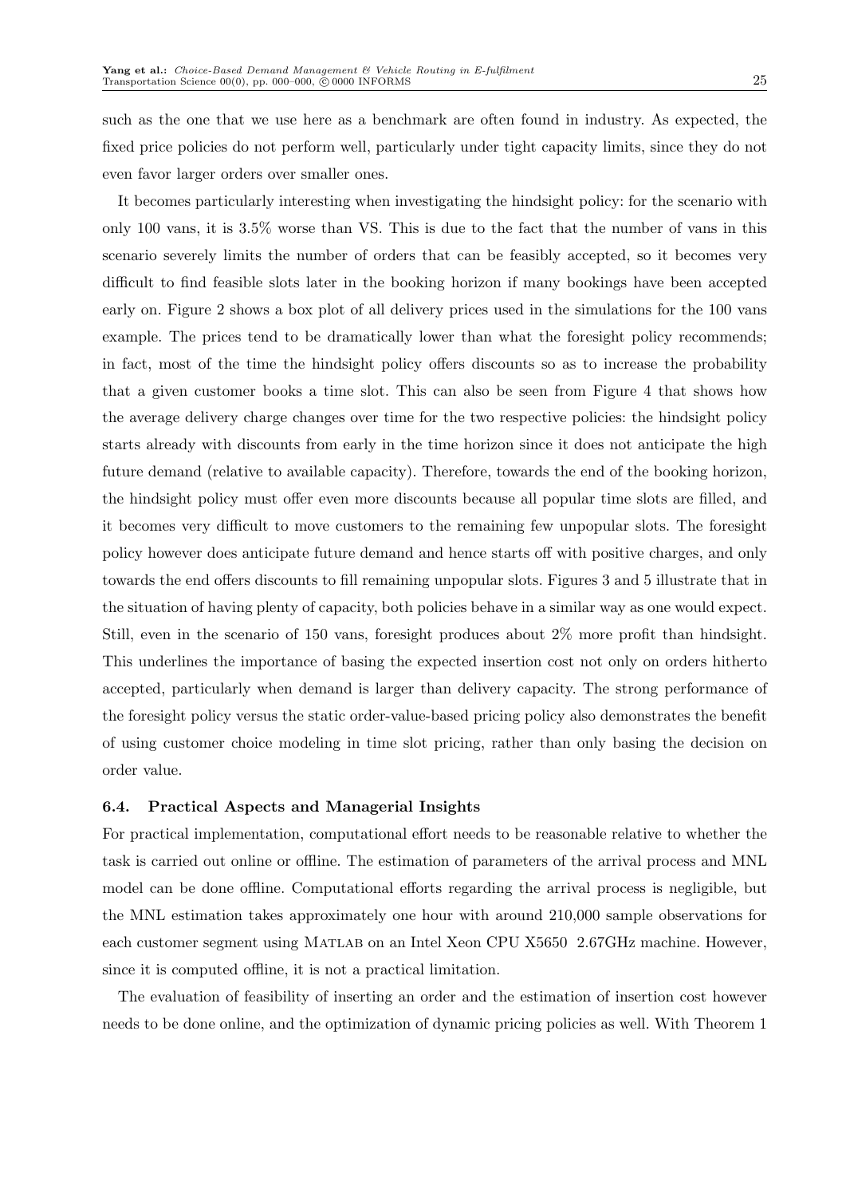such as the one that we use here as a benchmark are often found in industry. As expected, the fixed price policies do not perform well, particularly under tight capacity limits, since they do not even favor larger orders over smaller ones.

It becomes particularly interesting when investigating the hindsight policy: for the scenario with only 100 vans, it is 3.5% worse than VS. This is due to the fact that the number of vans in this scenario severely limits the number of orders that can be feasibly accepted, so it becomes very difficult to find feasible slots later in the booking horizon if many bookings have been accepted early on. Figure 2 shows a box plot of all delivery prices used in the simulations for the 100 vans example. The prices tend to be dramatically lower than what the foresight policy recommends; in fact, most of the time the hindsight policy offers discounts so as to increase the probability that a given customer books a time slot. This can also be seen from Figure 4 that shows how the average delivery charge changes over time for the two respective policies: the hindsight policy starts already with discounts from early in the time horizon since it does not anticipate the high future demand (relative to available capacity). Therefore, towards the end of the booking horizon, the hindsight policy must offer even more discounts because all popular time slots are filled, and it becomes very difficult to move customers to the remaining few unpopular slots. The foresight policy however does anticipate future demand and hence starts off with positive charges, and only towards the end offers discounts to fill remaining unpopular slots. Figures 3 and 5 illustrate that in the situation of having plenty of capacity, both policies behave in a similar way as one would expect. Still, even in the scenario of 150 vans, foresight produces about 2% more profit than hindsight. This underlines the importance of basing the expected insertion cost not only on orders hitherto accepted, particularly when demand is larger than delivery capacity. The strong performance of the foresight policy versus the static order-value-based pricing policy also demonstrates the benefit of using customer choice modeling in time slot pricing, rather than only basing the decision on order value.

### 6.4. Practical Aspects and Managerial Insights

For practical implementation, computational effort needs to be reasonable relative to whether the task is carried out online or offline. The estimation of parameters of the arrival process and MNL model can be done offline. Computational efforts regarding the arrival process is negligible, but the MNL estimation takes approximately one hour with around 210,000 sample observations for each customer segment using MATLAB on an Intel Xeon CPU X5650 2.67GHz machine. However, since it is computed offline, it is not a practical limitation.

The evaluation of feasibility of inserting an order and the estimation of insertion cost however needs to be done online, and the optimization of dynamic pricing policies as well. With Theorem 1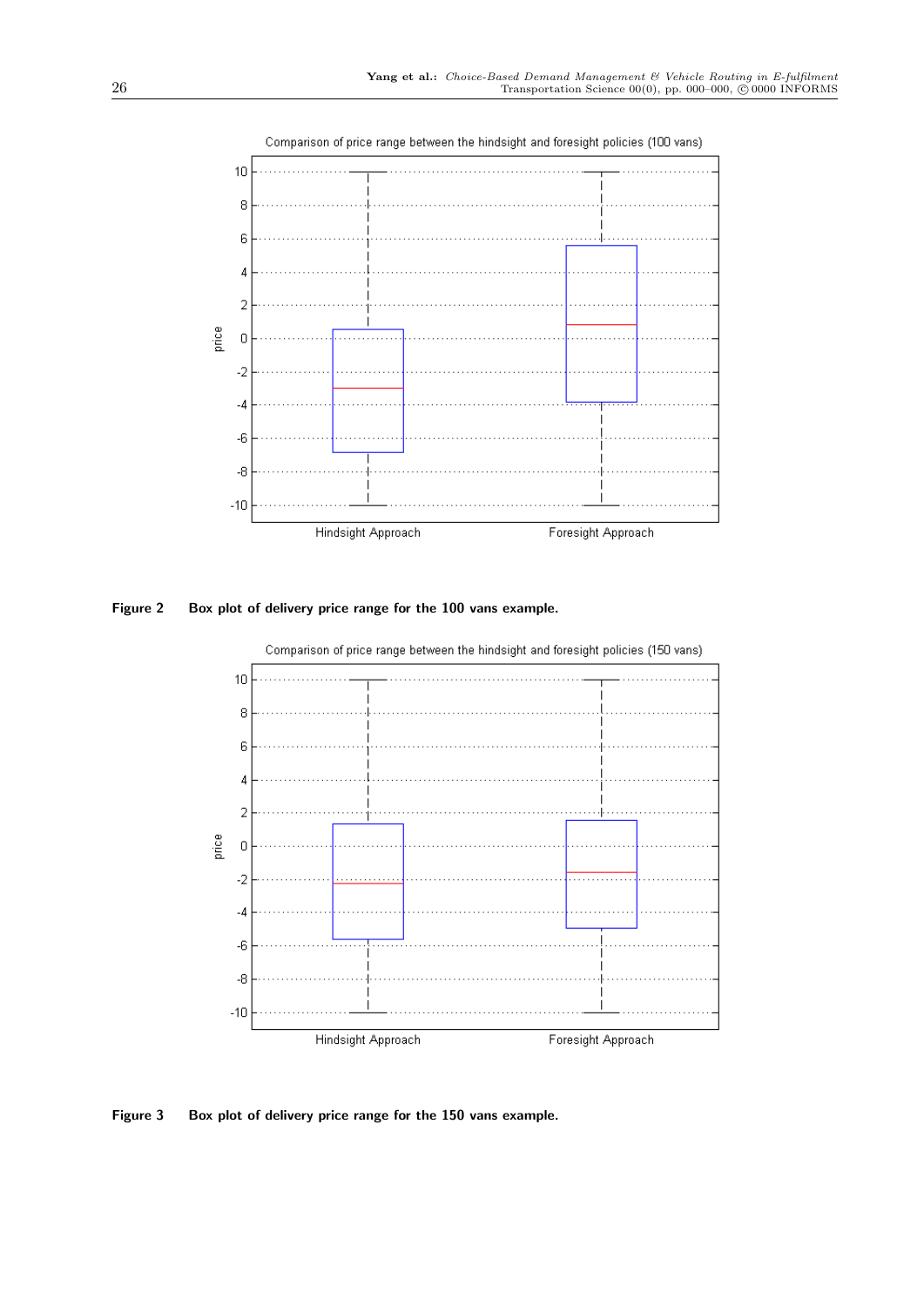**Figure 2** Box plot of delivery price range for the 100 vans example.

**Figure 3** Box plot of delivery price range for the 150 vans example.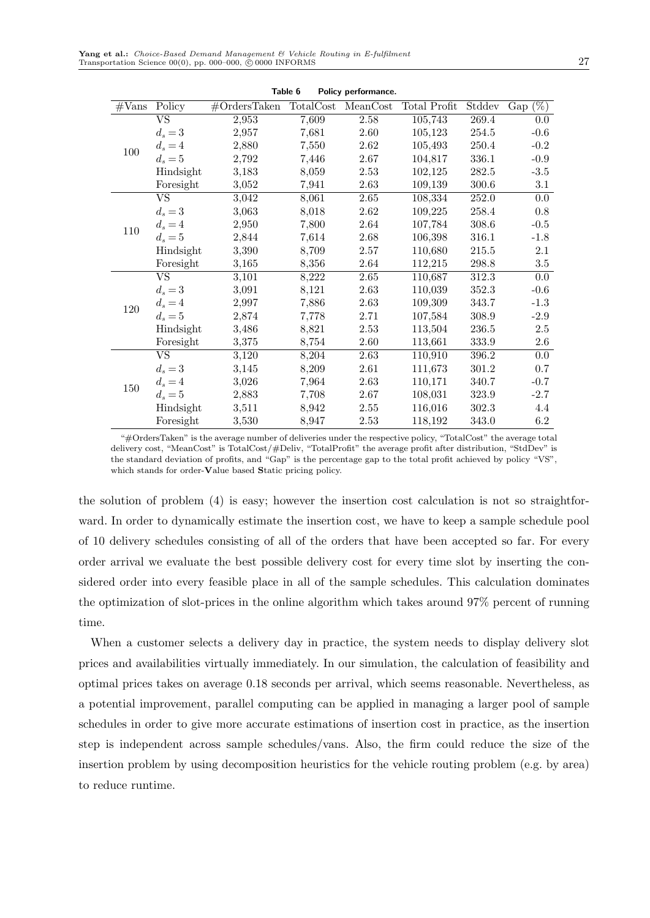**Table 6 Policy performance.**

| #Vans | Policy | #OrdersTaken | TotalCost | MeanCost | Total Profit | Stddev | Gap (%) |
|---|---|---|---|---|---|---|---|
| 100 | VS | 2,953 | 7,609 | 2.58 | 105,743 | 269.4 | 0.0 |
| | $d_s = 3$ | 2,957 | 7,681 | 2.60 | 105,123 | 254.5 | -0.6 |
| | $d_s = 4$ | 2,880 | 7,550 | 2.62 | 105,493 | 250.4 | -0.2 |
| | $d_s = 5$ | 2,792 | 7,446 | 2.67 | 104,817 | 336.1 | -0.9 |
| | Hindsight | 3,183 | 8,059 | 2.53 | 102,125 | 282.5 | -3.5 |
| | Foresight | 3,052 | 7,941 | 2.63 | 109,139 | 300.6 | 3.1 |
| 110 | VS | 3,042 | 8,061 | 2.65 | 108,334 | 252.0 | 0.0 |
| | $d_s = 3$ | 3,063 | 8,018 | 2.62 | 109,225 | 258.4 | 0.8 |
| | $d_s = 4$ | 2,950 | 7,800 | 2.64 | 107,784 | 308.6 | -0.5 |
| | $d_s = 5$ | 2,844 | 7,614 | 2.68 | 106,398 | 316.1 | -1.8 |
| | Hindsight | 3,390 | 8,709 | 2.57 | 110,680 | 215.5 | 2.1 |
| | Foresight | 3,165 | 8,356 | 2.64 | 112,215 | 298.8 | 3.5 |
| 120 | VS | 3,101 | 8,222 | 2.65 | 110,687 | 312.3 | 0.0 |
| | $d_s = 3$ | 3,091 | 8,121 | 2.63 | 110,039 | 352.3 | -0.6 |
| | $d_s = 4$ | 2,997 | 7,886 | 2.63 | 109,309 | 343.7 | -1.3 |
| | $d_s = 5$ | 2,874 | 7,778 | 2.71 | 107,584 | 308.9 | -2.9 |
| | Hindsight | 3,486 | 8,821 | 2.53 | 113,504 | 236.5 | 2.5 |
| | Foresight | 3,375 | 8,754 | 2.60 | 113,661 | 333.9 | 2.6 |
| 150 | VS | 3,120 | 8,204 | 2.63 | 110,910 | 396.2 | 0.0 |
| | $d_s = 3$ | 3,145 | 8,209 | 2.61 | 111,673 | 301.2 | 0.7 |
| | $d_s = 4$ | 3,026 | 7,964 | 2.63 | 110,171 | 340.7 | -0.7 |
| | $d_s = 5$ | 2,883 | 7,708 | 2.67 | 108,031 | 323.9 | -2.7 |
| | Hindsight | 3,511 | 8,942 | 2.55 | 116,016 | 302.3 | 4.4 |
| | Foresight | 3,530 | 8,947 | 2.53 | 118,192 | 343.0 | 6.2 |

"#OrdersTaken" is the average number of deliveries under the respective policy, "TotalCost" the average total delivery cost, "MeanCost" is TotalCost/#Deliv, "TotalProfit" the average profit after distribution, "StdDev" is the standard deviation of profits, and "Gap" is the percentage gap to the total profit achieved by policy "VS", which stands for order-**V**alue based **S**tatic pricing policy.

the solution of problem (4) is easy; however the insertion cost calculation is not so straightforward. In order to dynamically estimate the insertion cost, we have to keep a sample schedule pool of 10 delivery schedules consisting of all of the orders that have been accepted so far. For every order arrival we evaluate the best possible delivery cost for every time slot by inserting the considered order into every feasible place in all of the sample schedules. This calculation dominates the optimization of slot-prices in the online algorithm which takes around 97% percent of running time.

When a customer selects a delivery day in practice, the system needs to display delivery slot prices and availabilities virtually immediately. In our simulation, the calculation of feasibility and optimal prices takes on average 0.18 seconds per arrival, which seems reasonable. Nevertheless, as a potential improvement, parallel computing can be applied in managing a larger pool of sample schedules in order to give more accurate estimations of insertion cost in practice, as the insertion step is independent across sample schedules/vans. Also, the firm could reduce the size of the insertion problem by using decomposition heuristics for the vehicle routing problem (e.g. by area) to reduce runtime.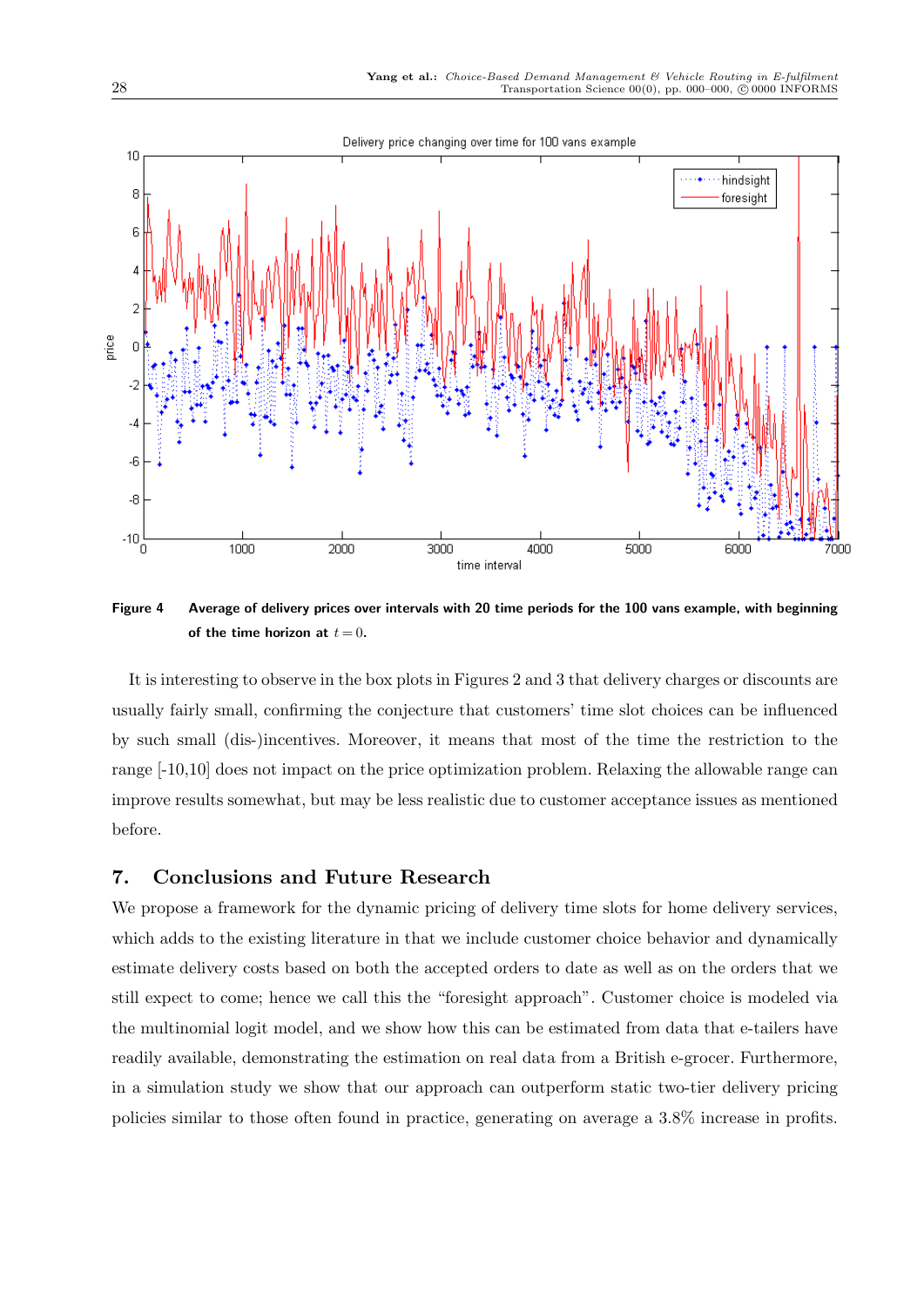**Figure 4** **Average of delivery prices over intervals with 20 time periods for the 100 vans example, with beginning of the time horizon at $t = 0$.**

It is interesting to observe in the box plots in Figures 2 and 3 that delivery charges or discounts are usually fairly small, confirming the conjecture that customers' time slot choices can be influenced by such small (dis-)incentives. Moreover, it means that most of the time the restriction to the range [-10,10] does not impact on the price optimization problem. Relaxing the allowable range can improve results somewhat, but may be less realistic due to customer acceptance issues as mentioned before.

## 7. Conclusions and Future Research

We propose a framework for the dynamic pricing of delivery time slots for home delivery services, which adds to the existing literature in that we include customer choice behavior and dynamically estimate delivery costs based on both the accepted orders to date as well as on the orders that we still expect to come; hence we call this the "foresight approach". Customer choice is modeled via the multinomial logit model, and we show how this can be estimated from data that e-tailers have readily available, demonstrating the estimation on real data from a British e-grocer. Furthermore, in a simulation study we show that our approach can outperform static two-tier delivery pricing policies similar to those often found in practice, generating on average a 3.8% increase in profits.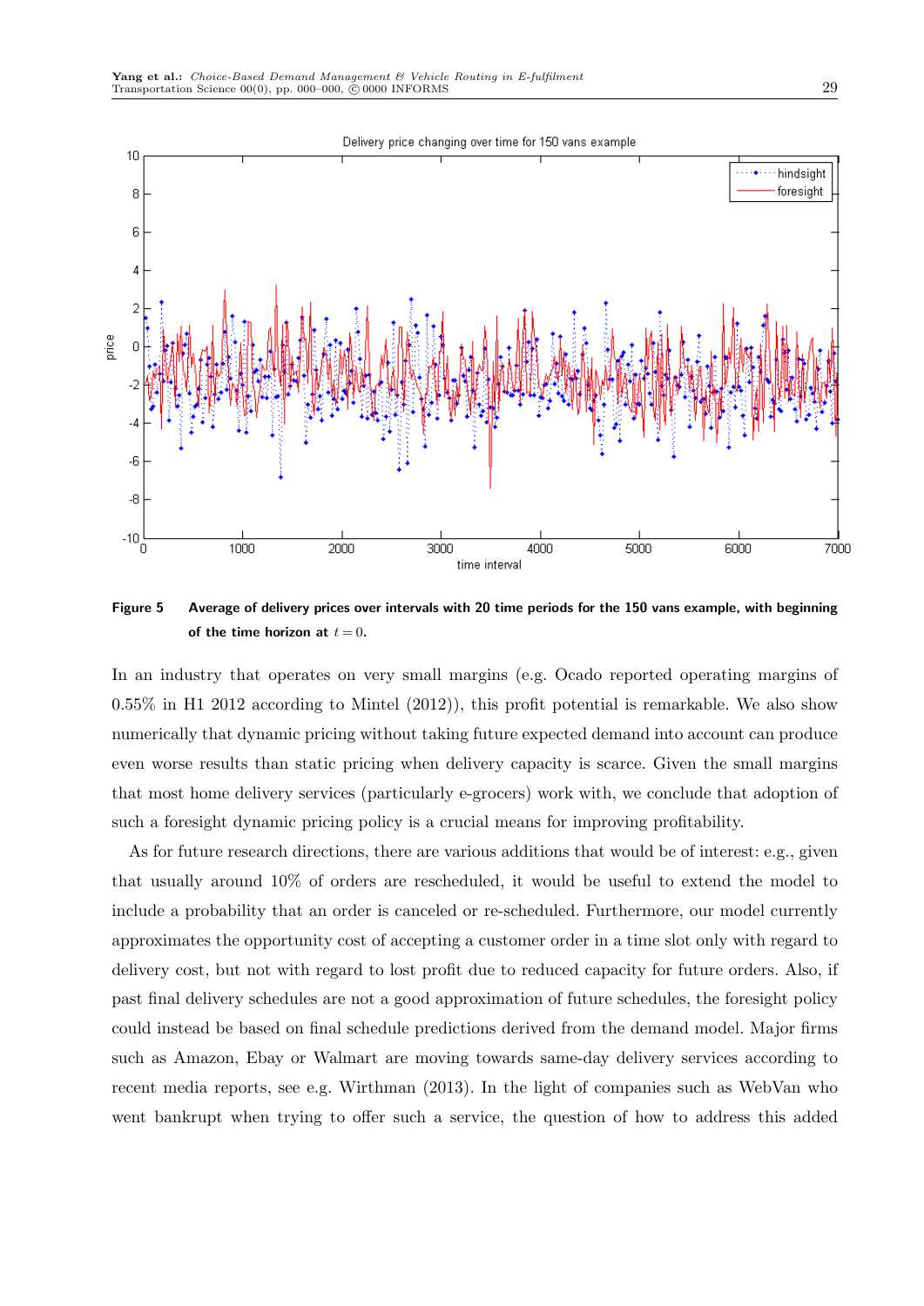**Figure 5** Average of delivery prices over intervals with 20 time periods for the 150 vans example, with beginning of the time horizon at $t = 0$.

In an industry that operates on very small margins (e.g. Ocado reported operating margins of 0.55% in H1 2012 according to Mintel (2012)), this profit potential is remarkable. We also show numerically that dynamic pricing without taking future expected demand into account can produce even worse results than static pricing when delivery capacity is scarce. Given the small margins that most home delivery services (particularly e-grocers) work with, we conclude that adoption of such a foresight dynamic pricing policy is a crucial means for improving profitability.

As for future research directions, there are various additions that would be of interest: e.g., given that usually around 10% of orders are rescheduled, it would be useful to extend the model to include a probability that an order is canceled or re-scheduled. Furthermore, our model currently approximates the opportunity cost of accepting a customer order in a time slot only with regard to delivery cost, but not with regard to lost profit due to reduced capacity for future orders. Also, if past final delivery schedules are not a good approximation of future schedules, the foresight policy could instead be based on final schedule predictions derived from the demand model. Major firms such as Amazon, Ebay or Walmart are moving towards same-day delivery services according to recent media reports, see e.g. Wirthman (2013). In the light of companies such as WebVan who went bankrupt when trying to offer such a service, the question of how to address this added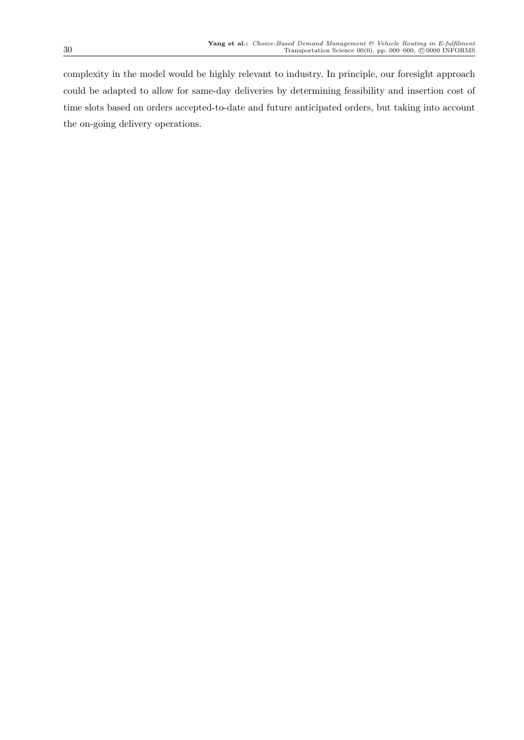complexity in the model would be highly relevant to industry. In principle, our foresight approach could be adapted to allow for same-day deliveries by determining feasibility and insertion cost of time slots based on orders accepted-to-date and future anticipated orders, but taking into account the on-going delivery operations.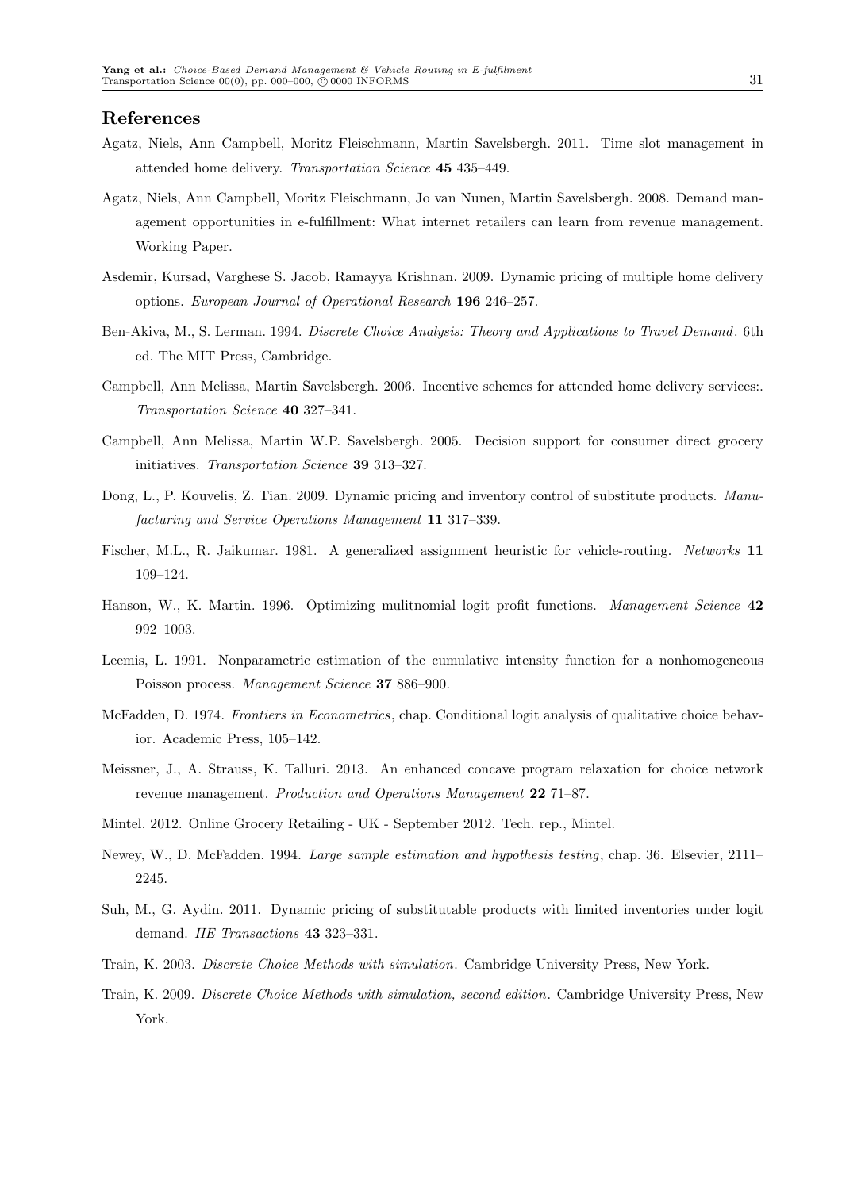## References

Agatz, Niels, Ann Campbell, Moritz Fleischmann, Martin Savelsbergh. 2011. Time slot management in attended home delivery. *Transportation Science* **45** 435–449.

Agatz, Niels, Ann Campbell, Moritz Fleischmann, Jo van Nunen, Martin Savelsbergh. 2008. Demand management opportunities in e-fulfillment: What internet retailers can learn from revenue management. Working Paper.

Asdemir, Kursad, Varghese S. Jacob, Ramayya Krishnan. 2009. Dynamic pricing of multiple home delivery options. *European Journal of Operational Research* **196** 246–257.

Ben-Akiva, M., S. Lerman. 1994. *Discrete Choice Analysis: Theory and Applications to Travel Demand*. 6th ed. The MIT Press, Cambridge.

Campbell, Ann Melissa, Martin Savelsbergh. 2006. Incentive schemes for attended home delivery services:. *Transportation Science* **40** 327–341.

Campbell, Ann Melissa, Martin W.P. Savelsbergh. 2005. Decision support for consumer direct grocery initiatives. *Transportation Science* **39** 313–327.

Dong, L., P. Kouvelis, Z. Tian. 2009. Dynamic pricing and inventory control of substitute products. *Manufacturing and Service Operations Management* **11** 317–339.

Fischer, M.L., R. Jaikumar. 1981. A generalized assignment heuristic for vehicle-routing. *Networks* **11** 109–124.

Hanson, W., K. Martin. 1996. Optimizing mulitnomial logit profit functions. *Management Science* **42** 992–1003.

Leemis, L. 1991. Nonparametric estimation of the cumulative intensity function for a nonhomogeneous Poisson process. *Management Science* **37** 886–900.

McFadden, D. 1974. *Frontiers in Econometrics*, chap. Conditional logit analysis of qualitative choice behavior. Academic Press, 105–142.

Meissner, J., A. Strauss, K. Talluri. 2013. An enhanced concave program relaxation for choice network revenue management. *Production and Operations Management* **22** 71–87.

Mintel. 2012. Online Grocery Retailing - UK - September 2012. Tech. rep., Mintel.

Newey, W., D. McFadden. 1994. *Large sample estimation and hypothesis testing*, chap. 36. Elsevier, 2111–2245.

Suh, M., G. Aydin. 2011. Dynamic pricing of substitutable products with limited inventories under logit demand. *IIE Transactions* **43** 323–331.

Train, K. 2003. *Discrete Choice Methods with simulation*. Cambridge University Press, New York.

Train, K. 2009. *Discrete Choice Methods with simulation, second edition*. Cambridge University Press, New York.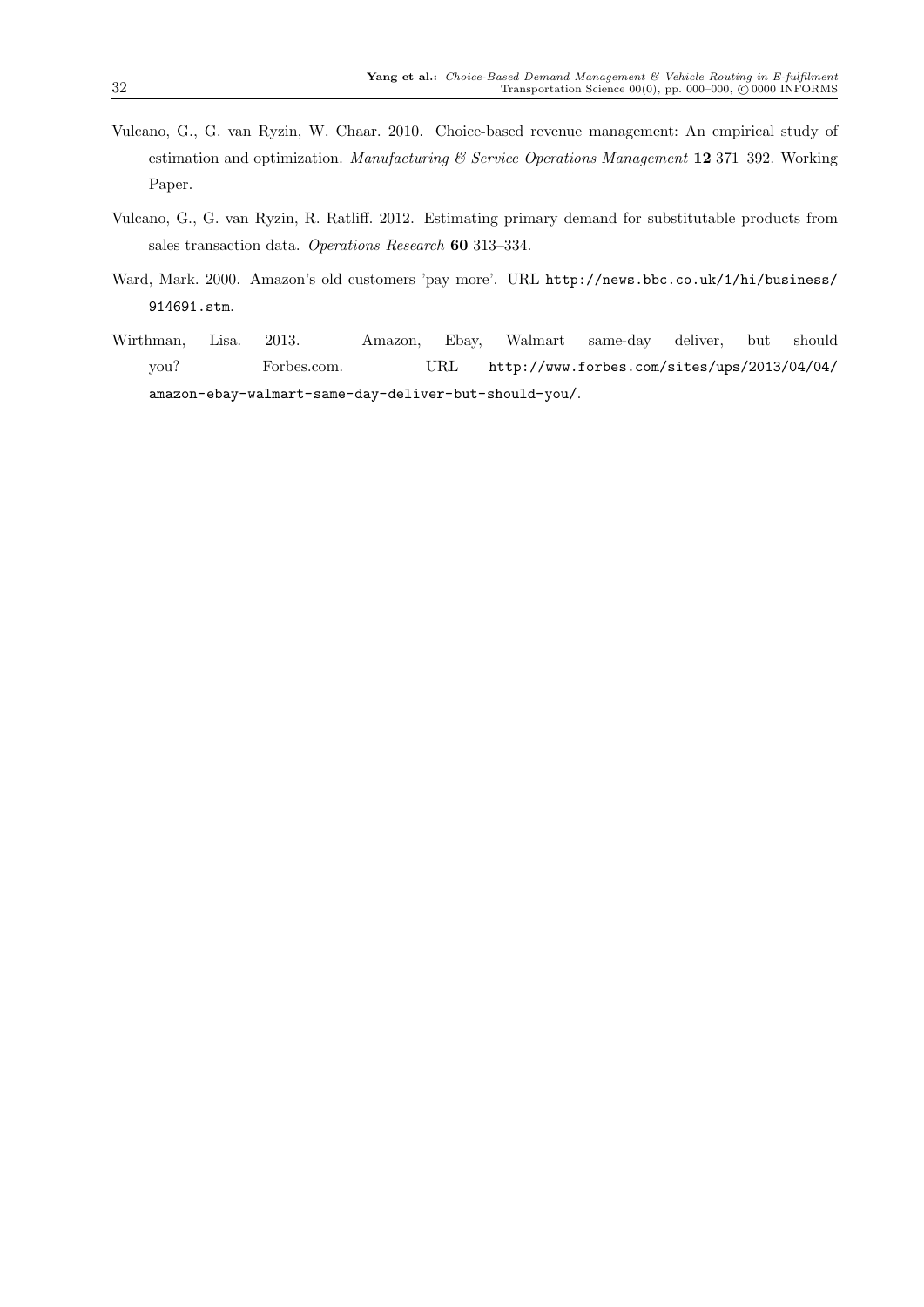Vulcano, G., G. van Ryzin, W. Chaar. 2010. Choice-based revenue management: An empirical study of estimation and optimization. *Manufacturing & Service Operations Management* **12** 371–392. Working Paper.

Vulcano, G., G. van Ryzin, R. Ratliff. 2012. Estimating primary demand for substitutable products from sales transaction data. *Operations Research* **60** 313–334.

Ward, Mark. 2000. Amazon's old customers 'pay more'. URL `http://news.bbc.co.uk/1/hi/business/914691.stm`.

Wirthman, Lisa. 2013. Amazon, Ebay, Walmart same-day deliver, but should you? Forbes.com. URL `http://www.forbes.com/sites/ups/2013/04/04/amazon-ebay-walmart-same-day-deliver-but-should-you/`.